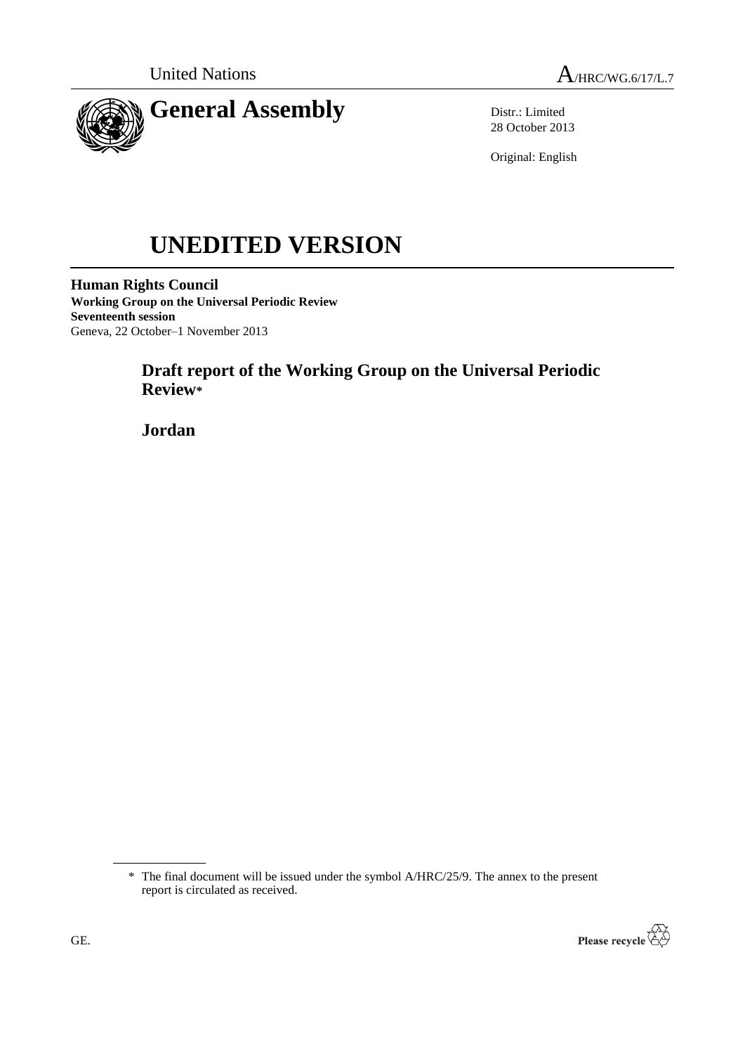United Nations A/HRC/WG.6/17/L.7

# General Assembly

Distr.: Limited
28 October 2013

Original: English

# UNEDITED VERSION

**Human Rights Council**
**Working Group on the Universal Periodic Review**
**Seventeenth session**
Geneva, 22 October–1 November 2013

## Draft report of the Working Group on the Universal Periodic Review*

## Jordan

\* The final document will be issued under the symbol A/HRC/25/9. The annex to the present report is circulated as received.

GE.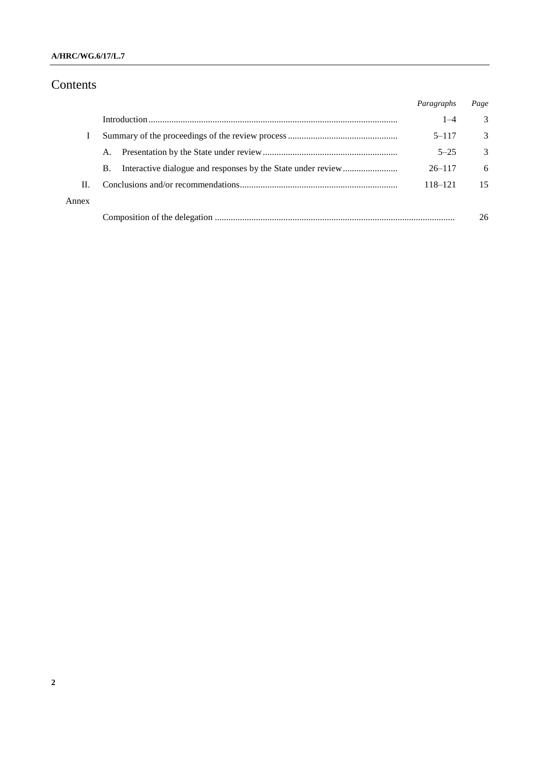# Contents

| | | *Paragraphs* | *Page* |
|---|---|---|---|
| | Introduction | 1–4 | 3 |
| I | Summary of the proceedings of the review process | 5–117 | 3 |
| | A. Presentation by the State under review | 5–25 | 3 |
| | B. Interactive dialogue and responses by the State under review | 26–117 | 6 |
| II. | Conclusions and/or recommendations | 118–121 | 15 |
| Annex | | | |
| | Composition of the delegation | | 26 |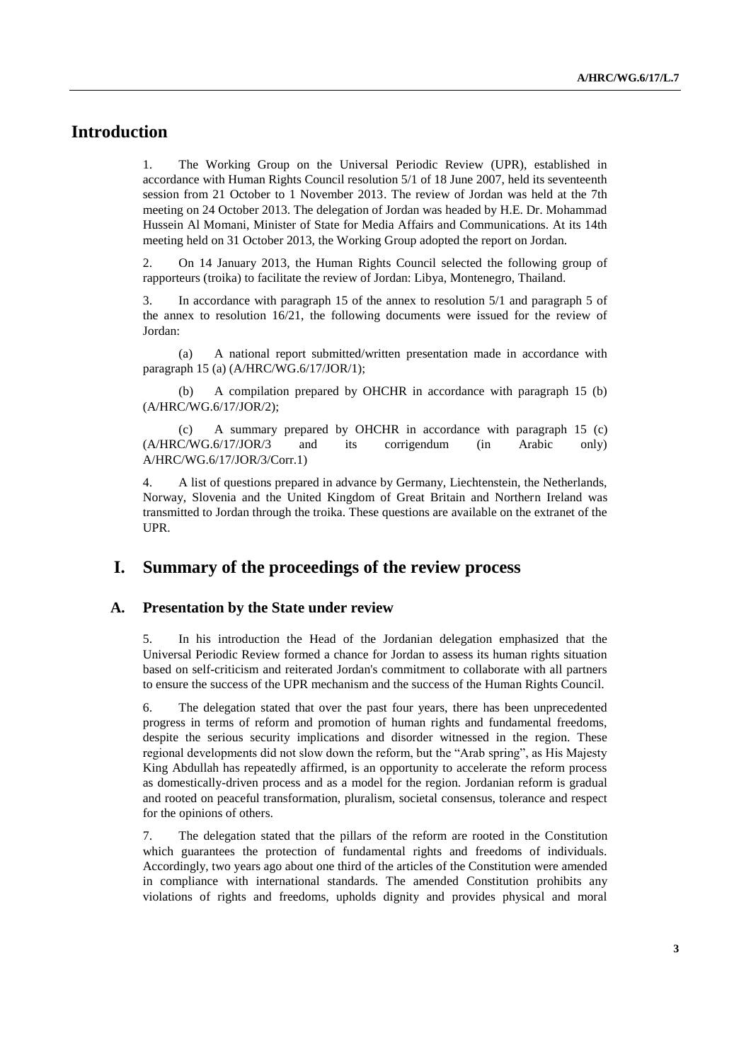# Introduction

1. The Working Group on the Universal Periodic Review (UPR), established in accordance with Human Rights Council resolution 5/1 of 18 June 2007, held its seventeenth session from 21 October to 1 November 2013. The review of Jordan was held at the 7th meeting on 24 October 2013. The delegation of Jordan was headed by H.E. Dr. Mohammad Hussein Al Momani, Minister of State for Media Affairs and Communications. At its 14th meeting held on 31 October 2013, the Working Group adopted the report on Jordan.

2. On 14 January 2013, the Human Rights Council selected the following group of rapporteurs (troika) to facilitate the review of Jordan: Libya, Montenegro, Thailand.

3. In accordance with paragraph 15 of the annex to resolution 5/1 and paragraph 5 of the annex to resolution 16/21, the following documents were issued for the review of Jordan:

(a) A national report submitted/written presentation made in accordance with paragraph 15 (a) (A/HRC/WG.6/17/JOR/1);

(b) A compilation prepared by OHCHR in accordance with paragraph 15 (b) (A/HRC/WG.6/17/JOR/2);

(c) A summary prepared by OHCHR in accordance with paragraph 15 (c) (A/HRC/WG.6/17/JOR/3 and its corrigendum (in Arabic only) A/HRC/WG.6/17/JOR/3/Corr.1)

4. A list of questions prepared in advance by Germany, Liechtenstein, the Netherlands, Norway, Slovenia and the United Kingdom of Great Britain and Northern Ireland was transmitted to Jordan through the troika. These questions are available on the extranet of the UPR.

# I. Summary of the proceedings of the review process

## A. Presentation by the State under review

5. In his introduction the Head of the Jordanian delegation emphasized that the Universal Periodic Review formed a chance for Jordan to assess its human rights situation based on self-criticism and reiterated Jordan's commitment to collaborate with all partners to ensure the success of the UPR mechanism and the success of the Human Rights Council.

6. The delegation stated that over the past four years, there has been unprecedented progress in terms of reform and promotion of human rights and fundamental freedoms, despite the serious security implications and disorder witnessed in the region. These regional developments did not slow down the reform, but the "Arab spring", as His Majesty King Abdullah has repeatedly affirmed, is an opportunity to accelerate the reform process as domestically-driven process and as a model for the region. Jordanian reform is gradual and rooted on peaceful transformation, pluralism, societal consensus, tolerance and respect for the opinions of others.

7. The delegation stated that the pillars of the reform are rooted in the Constitution which guarantees the protection of fundamental rights and freedoms of individuals. Accordingly, two years ago about one third of the articles of the Constitution were amended in compliance with international standards. The amended Constitution prohibits any violations of rights and freedoms, upholds dignity and provides physical and moral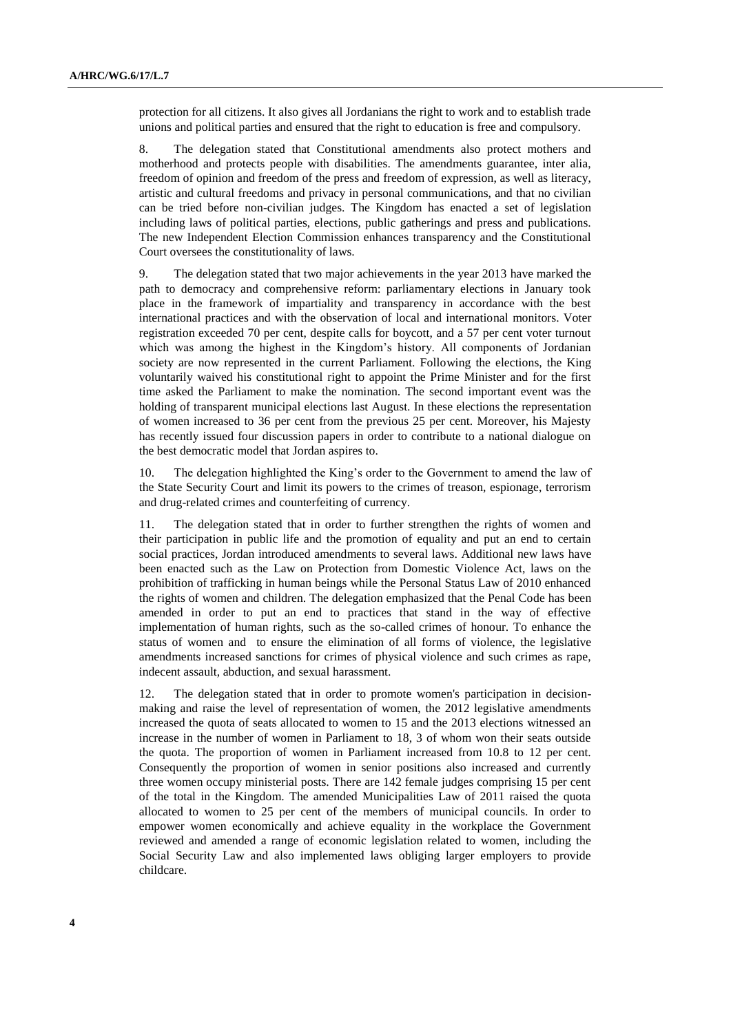protection for all citizens. It also gives all Jordanians the right to work and to establish trade unions and political parties and ensured that the right to education is free and compulsory.

8. The delegation stated that Constitutional amendments also protect mothers and motherhood and protects people with disabilities. The amendments guarantee, inter alia, freedom of opinion and freedom of the press and freedom of expression, as well as literacy, artistic and cultural freedoms and privacy in personal communications, and that no civilian can be tried before non-civilian judges. The Kingdom has enacted a set of legislation including laws of political parties, elections, public gatherings and press and publications. The new Independent Election Commission enhances transparency and the Constitutional Court oversees the constitutionality of laws.

9. The delegation stated that two major achievements in the year 2013 have marked the path to democracy and comprehensive reform: parliamentary elections in January took place in the framework of impartiality and transparency in accordance with the best international practices and with the observation of local and international monitors. Voter registration exceeded 70 per cent, despite calls for boycott, and a 57 per cent voter turnout which was among the highest in the Kingdom's history. All components of Jordanian society are now represented in the current Parliament. Following the elections, the King voluntarily waived his constitutional right to appoint the Prime Minister and for the first time asked the Parliament to make the nomination. The second important event was the holding of transparent municipal elections last August. In these elections the representation of women increased to 36 per cent from the previous 25 per cent. Moreover, his Majesty has recently issued four discussion papers in order to contribute to a national dialogue on the best democratic model that Jordan aspires to.

10. The delegation highlighted the King's order to the Government to amend the law of the State Security Court and limit its powers to the crimes of treason, espionage, terrorism and drug-related crimes and counterfeiting of currency.

11. The delegation stated that in order to further strengthen the rights of women and their participation in public life and the promotion of equality and put an end to certain social practices, Jordan introduced amendments to several laws. Additional new laws have been enacted such as the Law on Protection from Domestic Violence Act, laws on the prohibition of trafficking in human beings while the Personal Status Law of 2010 enhanced the rights of women and children. The delegation emphasized that the Penal Code has been amended in order to put an end to practices that stand in the way of effective implementation of human rights, such as the so-called crimes of honour. To enhance the status of women and to ensure the elimination of all forms of violence, the legislative amendments increased sanctions for crimes of physical violence and such crimes as rape, indecent assault, abduction, and sexual harassment.

12. The delegation stated that in order to promote women's participation in decision-making and raise the level of representation of women, the 2012 legislative amendments increased the quota of seats allocated to women to 15 and the 2013 elections witnessed an increase in the number of women in Parliament to 18, 3 of whom won their seats outside the quota. The proportion of women in Parliament increased from 10.8 to 12 per cent. Consequently the proportion of women in senior positions also increased and currently three women occupy ministerial posts. There are 142 female judges comprising 15 per cent of the total in the Kingdom. The amended Municipalities Law of 2011 raised the quota allocated to women to 25 per cent of the members of municipal councils. In order to empower women economically and achieve equality in the workplace the Government reviewed and amended a range of economic legislation related to women, including the Social Security Law and also implemented laws obliging larger employers to provide childcare.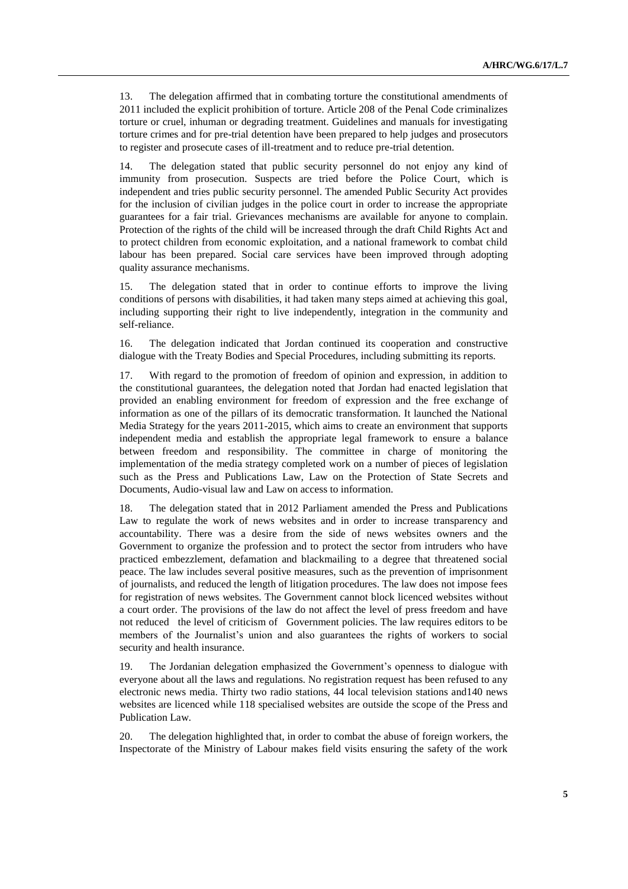13. The delegation affirmed that in combating torture the constitutional amendments of 2011 included the explicit prohibition of torture. Article 208 of the Penal Code criminalizes torture or cruel, inhuman or degrading treatment. Guidelines and manuals for investigating torture crimes and for pre-trial detention have been prepared to help judges and prosecutors to register and prosecute cases of ill-treatment and to reduce pre-trial detention.

14. The delegation stated that public security personnel do not enjoy any kind of immunity from prosecution. Suspects are tried before the Police Court, which is independent and tries public security personnel. The amended Public Security Act provides for the inclusion of civilian judges in the police court in order to increase the appropriate guarantees for a fair trial. Grievances mechanisms are available for anyone to complain. Protection of the rights of the child will be increased through the draft Child Rights Act and to protect children from economic exploitation, and a national framework to combat child labour has been prepared. Social care services have been improved through adopting quality assurance mechanisms.

15. The delegation stated that in order to continue efforts to improve the living conditions of persons with disabilities, it had taken many steps aimed at achieving this goal, including supporting their right to live independently, integration in the community and self-reliance.

16. The delegation indicated that Jordan continued its cooperation and constructive dialogue with the Treaty Bodies and Special Procedures, including submitting its reports.

17. With regard to the promotion of freedom of opinion and expression, in addition to the constitutional guarantees, the delegation noted that Jordan had enacted legislation that provided an enabling environment for freedom of expression and the free exchange of information as one of the pillars of its democratic transformation. It launched the National Media Strategy for the years 2011-2015, which aims to create an environment that supports independent media and establish the appropriate legal framework to ensure a balance between freedom and responsibility. The committee in charge of monitoring the implementation of the media strategy completed work on a number of pieces of legislation such as the Press and Publications Law, Law on the Protection of State Secrets and Documents, Audio-visual law and Law on access to information.

18. The delegation stated that in 2012 Parliament amended the Press and Publications Law to regulate the work of news websites and in order to increase transparency and accountability. There was a desire from the side of news websites owners and the Government to organize the profession and to protect the sector from intruders who have practiced embezzlement, defamation and blackmailing to a degree that threatened social peace. The law includes several positive measures, such as the prevention of imprisonment of journalists, and reduced the length of litigation procedures. The law does not impose fees for registration of news websites. The Government cannot block licenced websites without a court order. The provisions of the law do not affect the level of press freedom and have not reduced the level of criticism of Government policies. The law requires editors to be members of the Journalist's union and also guarantees the rights of workers to social security and health insurance.

19. The Jordanian delegation emphasized the Government's openness to dialogue with everyone about all the laws and regulations. No registration request has been refused to any electronic news media. Thirty two radio stations, 44 local television stations and140 news websites are licenced while 118 specialised websites are outside the scope of the Press and Publication Law.

20. The delegation highlighted that, in order to combat the abuse of foreign workers, the Inspectorate of the Ministry of Labour makes field visits ensuring the safety of the work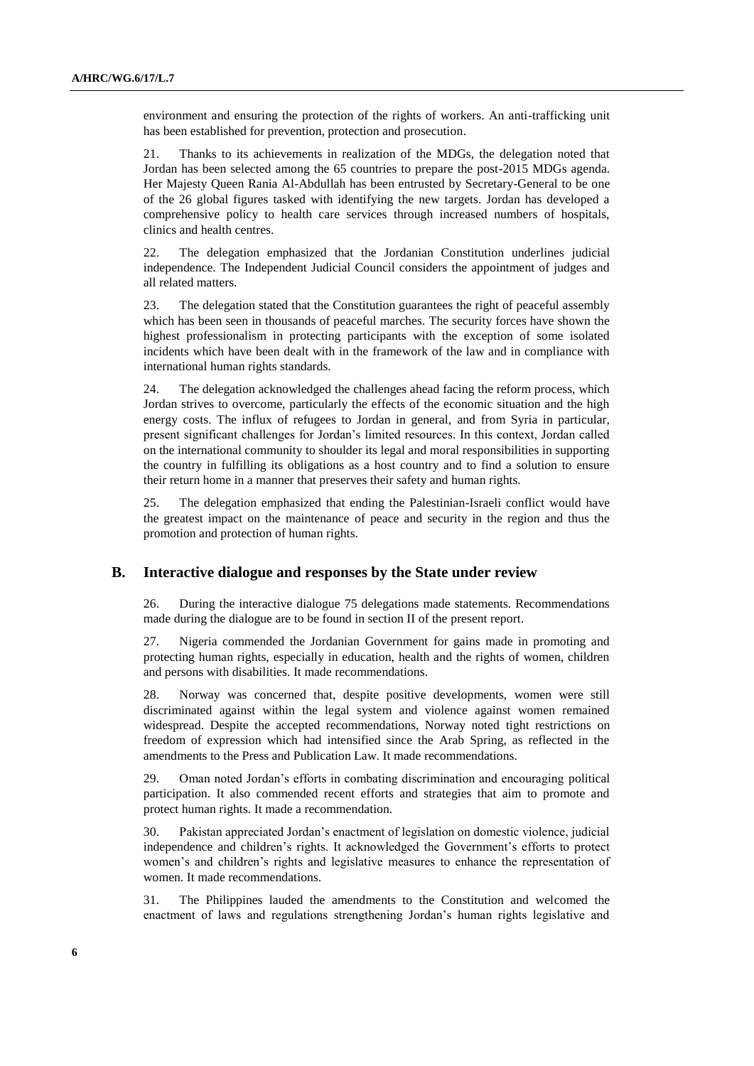environment and ensuring the protection of the rights of workers. An anti-trafficking unit has been established for prevention, protection and prosecution.

21. Thanks to its achievements in realization of the MDGs, the delegation noted that Jordan has been selected among the 65 countries to prepare the post-2015 MDGs agenda. Her Majesty Queen Rania Al-Abdullah has been entrusted by Secretary-General to be one of the 26 global figures tasked with identifying the new targets. Jordan has developed a comprehensive policy to health care services through increased numbers of hospitals, clinics and health centres.

22. The delegation emphasized that the Jordanian Constitution underlines judicial independence. The Independent Judicial Council considers the appointment of judges and all related matters.

23. The delegation stated that the Constitution guarantees the right of peaceful assembly which has been seen in thousands of peaceful marches. The security forces have shown the highest professionalism in protecting participants with the exception of some isolated incidents which have been dealt with in the framework of the law and in compliance with international human rights standards.

24. The delegation acknowledged the challenges ahead facing the reform process, which Jordan strives to overcome, particularly the effects of the economic situation and the high energy costs. The influx of refugees to Jordan in general, and from Syria in particular, present significant challenges for Jordan's limited resources. In this context, Jordan called on the international community to shoulder its legal and moral responsibilities in supporting the country in fulfilling its obligations as a host country and to find a solution to ensure their return home in a manner that preserves their safety and human rights.

25. The delegation emphasized that ending the Palestinian-Israeli conflict would have the greatest impact on the maintenance of peace and security in the region and thus the promotion and protection of human rights.

## B. Interactive dialogue and responses by the State under review

26. During the interactive dialogue 75 delegations made statements. Recommendations made during the dialogue are to be found in section II of the present report.

27. Nigeria commended the Jordanian Government for gains made in promoting and protecting human rights, especially in education, health and the rights of women, children and persons with disabilities. It made recommendations.

28. Norway was concerned that, despite positive developments, women were still discriminated against within the legal system and violence against women remained widespread. Despite the accepted recommendations, Norway noted tight restrictions on freedom of expression which had intensified since the Arab Spring, as reflected in the amendments to the Press and Publication Law. It made recommendations.

29. Oman noted Jordan's efforts in combating discrimination and encouraging political participation. It also commended recent efforts and strategies that aim to promote and protect human rights. It made a recommendation.

30. Pakistan appreciated Jordan's enactment of legislation on domestic violence, judicial independence and children's rights. It acknowledged the Government's efforts to protect women's and children's rights and legislative measures to enhance the representation of women. It made recommendations.

31. The Philippines lauded the amendments to the Constitution and welcomed the enactment of laws and regulations strengthening Jordan's human rights legislative and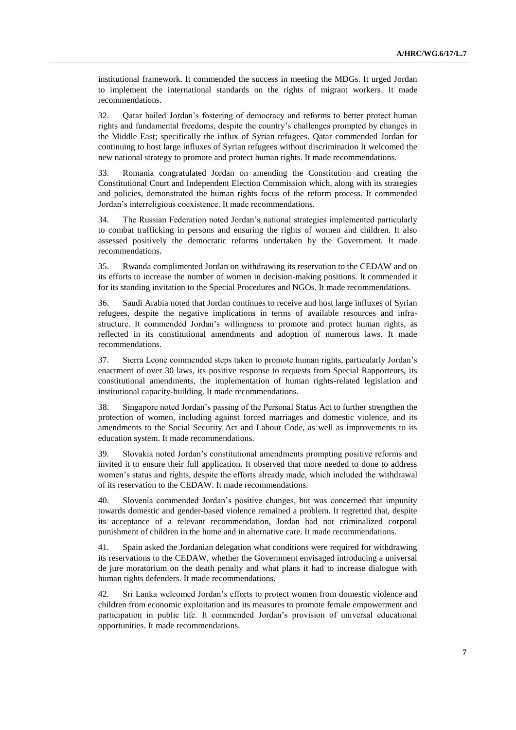institutional framework. It commended the success in meeting the MDGs. It urged Jordan to implement the international standards on the rights of migrant workers. It made recommendations.

32. Qatar hailed Jordan's fostering of democracy and reforms to better protect human rights and fundamental freedoms, despite the country's challenges prompted by changes in the Middle East; specifically the influx of Syrian refugees. Qatar commended Jordan for continuing to host large influxes of Syrian refugees without discrimination It welcomed the new national strategy to promote and protect human rights. It made recommendations.

33. Romania congratulated Jordan on amending the Constitution and creating the Constitutional Court and Independent Election Commission which, along with its strategies and policies, demonstrated the human rights focus of the reform process. It commended Jordan's interreligious coexistence. It made recommendations.

34. The Russian Federation noted Jordan's national strategies implemented particularly to combat trafficking in persons and ensuring the rights of women and children. It also assessed positively the democratic reforms undertaken by the Government. It made recommendations.

35. Rwanda complimented Jordan on withdrawing its reservation to the CEDAW and on its efforts to increase the number of women in decision-making positions. It commended it for its standing invitation to the Special Procedures and NGOs. It made recommendations.

36. Saudi Arabia noted that Jordan continues to receive and host large influxes of Syrian refugees, despite the negative implications in terms of available resources and infra-structure. It commended Jordan's willingness to promote and protect human rights, as reflected in its constitutional amendments and adoption of numerous laws. It made recommendations.

37. Sierra Leone commended steps taken to promote human rights, particularly Jordan's enactment of over 30 laws, its positive response to requests from Special Rapporteurs, its constitutional amendments, the implementation of human rights-related legislation and institutional capacity-building. It made recommendations.

38. Singapore noted Jordan's passing of the Personal Status Act to further strengthen the protection of women, including against forced marriages and domestic violence, and its amendments to the Social Security Act and Labour Code, as well as improvements to its education system. It made recommendations.

39. Slovakia noted Jordan's constitutional amendments prompting positive reforms and invited it to ensure their full application. It observed that more needed to done to address women's status and rights, despite the efforts already made, which included the withdrawal of its reservation to the CEDAW. It made recommendations.

40. Slovenia commended Jordan's positive changes, but was concerned that impunity towards domestic and gender-based violence remained a problem. It regretted that, despite its acceptance of a relevant recommendation, Jordan had not criminalized corporal punishment of children in the home and in alternative care. It made recommendations.

41. Spain asked the Jordanian delegation what conditions were required for withdrawing its reservations to the CEDAW, whether the Government envisaged introducing a universal de jure moratorium on the death penalty and what plans it had to increase dialogue with human rights defenders. It made recommendations.

42. Sri Lanka welcomed Jordan's efforts to protect women from domestic violence and children from economic exploitation and its measures to promote female empowerment and participation in public life. It commended Jordan's provision of universal educational opportunities. It made recommendations.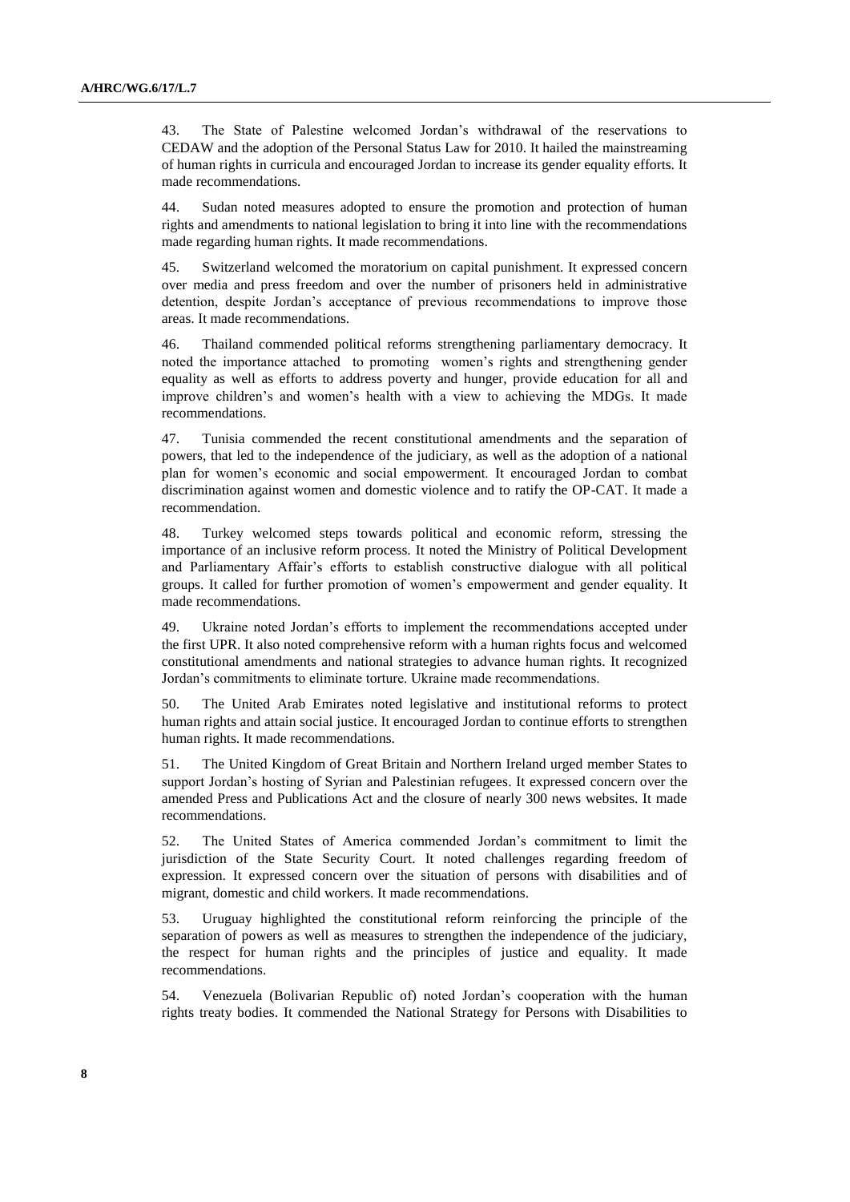43. The State of Palestine welcomed Jordan's withdrawal of the reservations to CEDAW and the adoption of the Personal Status Law for 2010. It hailed the mainstreaming of human rights in curricula and encouraged Jordan to increase its gender equality efforts. It made recommendations.

44. Sudan noted measures adopted to ensure the promotion and protection of human rights and amendments to national legislation to bring it into line with the recommendations made regarding human rights. It made recommendations.

45. Switzerland welcomed the moratorium on capital punishment. It expressed concern over media and press freedom and over the number of prisoners held in administrative detention, despite Jordan's acceptance of previous recommendations to improve those areas. It made recommendations.

46. Thailand commended political reforms strengthening parliamentary democracy. It noted the importance attached to promoting women's rights and strengthening gender equality as well as efforts to address poverty and hunger, provide education for all and improve children's and women's health with a view to achieving the MDGs. It made recommendations.

47. Tunisia commended the recent constitutional amendments and the separation of powers, that led to the independence of the judiciary, as well as the adoption of a national plan for women's economic and social empowerment. It encouraged Jordan to combat discrimination against women and domestic violence and to ratify the OP-CAT. It made a recommendation.

48. Turkey welcomed steps towards political and economic reform, stressing the importance of an inclusive reform process. It noted the Ministry of Political Development and Parliamentary Affair's efforts to establish constructive dialogue with all political groups. It called for further promotion of women's empowerment and gender equality. It made recommendations.

49. Ukraine noted Jordan's efforts to implement the recommendations accepted under the first UPR. It also noted comprehensive reform with a human rights focus and welcomed constitutional amendments and national strategies to advance human rights. It recognized Jordan's commitments to eliminate torture. Ukraine made recommendations.

50. The United Arab Emirates noted legislative and institutional reforms to protect human rights and attain social justice. It encouraged Jordan to continue efforts to strengthen human rights. It made recommendations.

51. The United Kingdom of Great Britain and Northern Ireland urged member States to support Jordan's hosting of Syrian and Palestinian refugees. It expressed concern over the amended Press and Publications Act and the closure of nearly 300 news websites. It made recommendations.

52. The United States of America commended Jordan's commitment to limit the jurisdiction of the State Security Court. It noted challenges regarding freedom of expression. It expressed concern over the situation of persons with disabilities and of migrant, domestic and child workers. It made recommendations.

53. Uruguay highlighted the constitutional reform reinforcing the principle of the separation of powers as well as measures to strengthen the independence of the judiciary, the respect for human rights and the principles of justice and equality. It made recommendations.

54. Venezuela (Bolivarian Republic of) noted Jordan's cooperation with the human rights treaty bodies. It commended the National Strategy for Persons with Disabilities to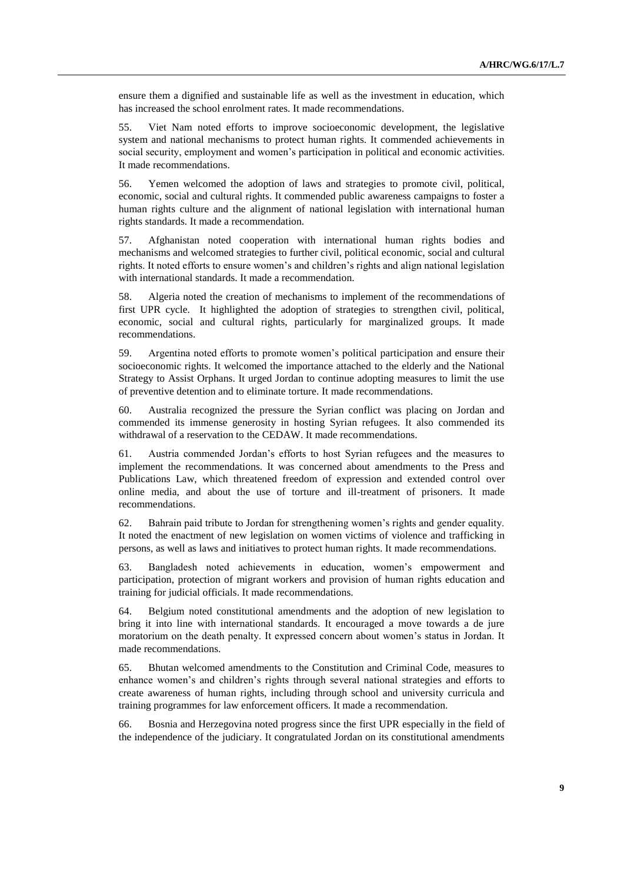ensure them a dignified and sustainable life as well as the investment in education, which has increased the school enrolment rates. It made recommendations.

55. Viet Nam noted efforts to improve socioeconomic development, the legislative system and national mechanisms to protect human rights. It commended achievements in social security, employment and women's participation in political and economic activities. It made recommendations.

56. Yemen welcomed the adoption of laws and strategies to promote civil, political, economic, social and cultural rights. It commended public awareness campaigns to foster a human rights culture and the alignment of national legislation with international human rights standards. It made a recommendation.

57. Afghanistan noted cooperation with international human rights bodies and mechanisms and welcomed strategies to further civil, political economic, social and cultural rights. It noted efforts to ensure women's and children's rights and align national legislation with international standards. It made a recommendation.

58. Algeria noted the creation of mechanisms to implement of the recommendations of first UPR cycle. It highlighted the adoption of strategies to strengthen civil, political, economic, social and cultural rights, particularly for marginalized groups. It made recommendations.

59. Argentina noted efforts to promote women's political participation and ensure their socioeconomic rights. It welcomed the importance attached to the elderly and the National Strategy to Assist Orphans. It urged Jordan to continue adopting measures to limit the use of preventive detention and to eliminate torture. It made recommendations.

60. Australia recognized the pressure the Syrian conflict was placing on Jordan and commended its immense generosity in hosting Syrian refugees. It also commended its withdrawal of a reservation to the CEDAW. It made recommendations.

61. Austria commended Jordan's efforts to host Syrian refugees and the measures to implement the recommendations. It was concerned about amendments to the Press and Publications Law, which threatened freedom of expression and extended control over online media, and about the use of torture and ill-treatment of prisoners. It made recommendations.

62. Bahrain paid tribute to Jordan for strengthening women's rights and gender equality. It noted the enactment of new legislation on women victims of violence and trafficking in persons, as well as laws and initiatives to protect human rights. It made recommendations.

63. Bangladesh noted achievements in education, women's empowerment and participation, protection of migrant workers and provision of human rights education and training for judicial officials. It made recommendations.

64. Belgium noted constitutional amendments and the adoption of new legislation to bring it into line with international standards. It encouraged a move towards a de jure moratorium on the death penalty. It expressed concern about women's status in Jordan. It made recommendations.

65. Bhutan welcomed amendments to the Constitution and Criminal Code, measures to enhance women's and children's rights through several national strategies and efforts to create awareness of human rights, including through school and university curricula and training programmes for law enforcement officers. It made a recommendation.

66. Bosnia and Herzegovina noted progress since the first UPR especially in the field of the independence of the judiciary. It congratulated Jordan on its constitutional amendments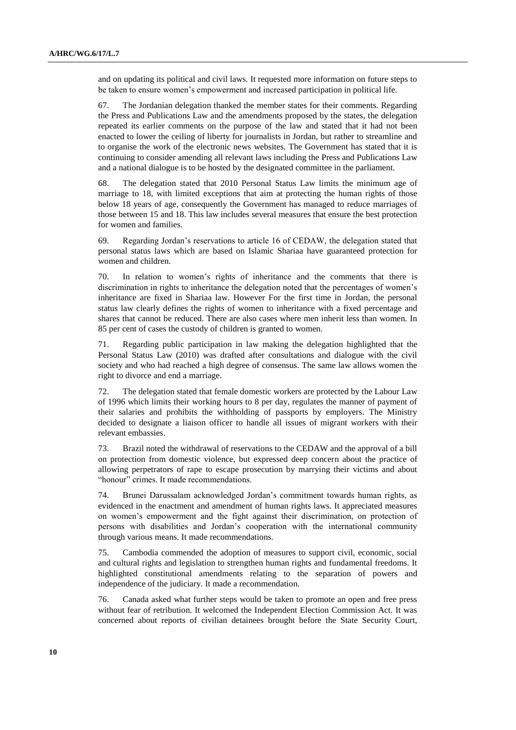and on updating its political and civil laws. It requested more information on future steps to be taken to ensure women's empowerment and increased participation in political life.

67. The Jordanian delegation thanked the member states for their comments. Regarding the Press and Publications Law and the amendments proposed by the states, the delegation repeated its earlier comments on the purpose of the law and stated that it had not been enacted to lower the ceiling of liberty for journalists in Jordan, but rather to streamline and to organise the work of the electronic news websites. The Government has stated that it is continuing to consider amending all relevant laws including the Press and Publications Law and a national dialogue is to be hosted by the designated committee in the parliament.

68. The delegation stated that 2010 Personal Status Law limits the minimum age of marriage to 18, with limited exceptions that aim at protecting the human rights of those below 18 years of age, consequently the Government has managed to reduce marriages of those between 15 and 18. This law includes several measures that ensure the best protection for women and families.

69. Regarding Jordan's reservations to article 16 of CEDAW, the delegation stated that personal status laws which are based on Islamic Shariaa have guaranteed protection for women and children.

70. In relation to women's rights of inheritance and the comments that there is discrimination in rights to inheritance the delegation noted that the percentages of women's inheritance are fixed in Shariaa law. However For the first time in Jordan, the personal status law clearly defines the rights of women to inheritance with a fixed percentage and shares that cannot be reduced. There are also cases where men inherit less than women. In 85 per cent of cases the custody of children is granted to women.

71. Regarding public participation in law making the delegation highlighted that the Personal Status Law (2010) was drafted after consultations and dialogue with the civil society and who had reached a high degree of consensus. The same law allows women the right to divorce and end a marriage.

72. The delegation stated that female domestic workers are protected by the Labour Law of 1996 which limits their working hours to 8 per day, regulates the manner of payment of their salaries and prohibits the withholding of passports by employers. The Ministry decided to designate a liaison officer to handle all issues of migrant workers with their relevant embassies.

73. Brazil noted the withdrawal of reservations to the CEDAW and the approval of a bill on protection from domestic violence, but expressed deep concern about the practice of allowing perpetrators of rape to escape prosecution by marrying their victims and about "honour" crimes. It made recommendations.

74. Brunei Darussalam acknowledged Jordan's commitment towards human rights, as evidenced in the enactment and amendment of human rights laws. It appreciated measures on women's empowerment and the fight against their discrimination, on protection of persons with disabilities and Jordan's cooperation with the international community through various means. It made recommendations.

75. Cambodia commended the adoption of measures to support civil, economic, social and cultural rights and legislation to strengthen human rights and fundamental freedoms. It highlighted constitutional amendments relating to the separation of powers and independence of the judiciary. It made a recommendation.

76. Canada asked what further steps would be taken to promote an open and free press without fear of retribution. It welcomed the Independent Election Commission Act. It was concerned about reports of civilian detainees brought before the State Security Court,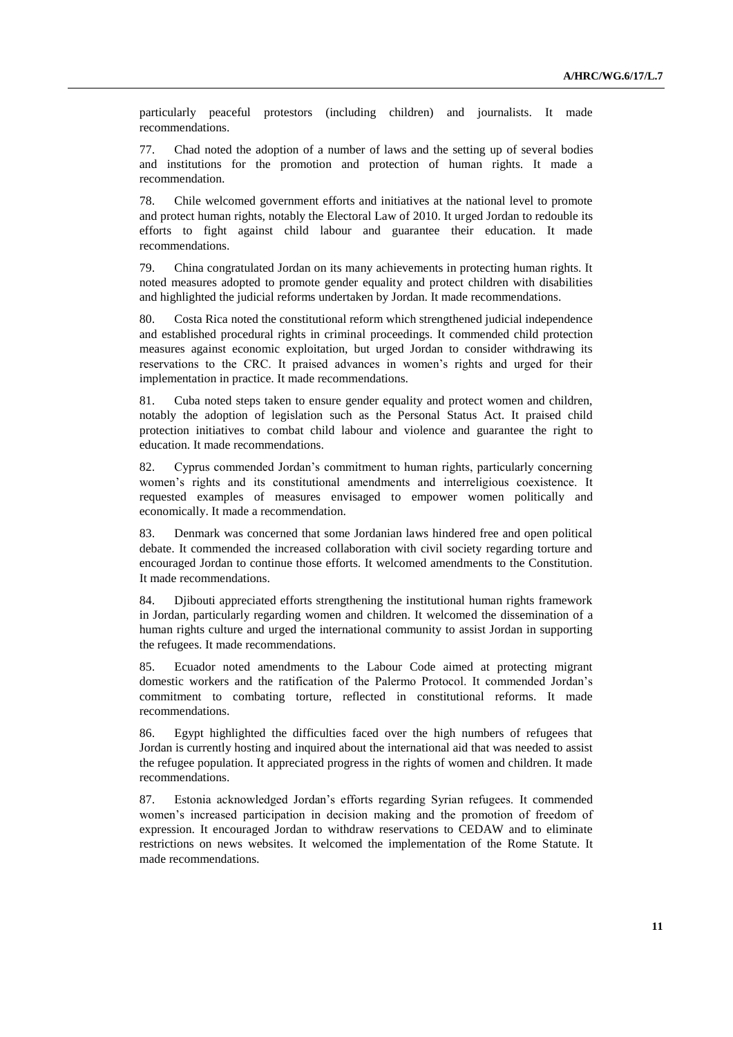particularly peaceful protestors (including children) and journalists. It made recommendations.

77. Chad noted the adoption of a number of laws and the setting up of several bodies and institutions for the promotion and protection of human rights. It made a recommendation.

78. Chile welcomed government efforts and initiatives at the national level to promote and protect human rights, notably the Electoral Law of 2010. It urged Jordan to redouble its efforts to fight against child labour and guarantee their education. It made recommendations.

79. China congratulated Jordan on its many achievements in protecting human rights. It noted measures adopted to promote gender equality and protect children with disabilities and highlighted the judicial reforms undertaken by Jordan. It made recommendations.

80. Costa Rica noted the constitutional reform which strengthened judicial independence and established procedural rights in criminal proceedings. It commended child protection measures against economic exploitation, but urged Jordan to consider withdrawing its reservations to the CRC. It praised advances in women's rights and urged for their implementation in practice. It made recommendations.

81. Cuba noted steps taken to ensure gender equality and protect women and children, notably the adoption of legislation such as the Personal Status Act. It praised child protection initiatives to combat child labour and violence and guarantee the right to education. It made recommendations.

82. Cyprus commended Jordan's commitment to human rights, particularly concerning women's rights and its constitutional amendments and interreligious coexistence. It requested examples of measures envisaged to empower women politically and economically. It made a recommendation.

83. Denmark was concerned that some Jordanian laws hindered free and open political debate. It commended the increased collaboration with civil society regarding torture and encouraged Jordan to continue those efforts. It welcomed amendments to the Constitution. It made recommendations.

84. Djibouti appreciated efforts strengthening the institutional human rights framework in Jordan, particularly regarding women and children. It welcomed the dissemination of a human rights culture and urged the international community to assist Jordan in supporting the refugees. It made recommendations.

85. Ecuador noted amendments to the Labour Code aimed at protecting migrant domestic workers and the ratification of the Palermo Protocol. It commended Jordan's commitment to combating torture, reflected in constitutional reforms. It made recommendations.

86. Egypt highlighted the difficulties faced over the high numbers of refugees that Jordan is currently hosting and inquired about the international aid that was needed to assist the refugee population. It appreciated progress in the rights of women and children. It made recommendations.

87. Estonia acknowledged Jordan's efforts regarding Syrian refugees. It commended women's increased participation in decision making and the promotion of freedom of expression. It encouraged Jordan to withdraw reservations to CEDAW and to eliminate restrictions on news websites. It welcomed the implementation of the Rome Statute. It made recommendations.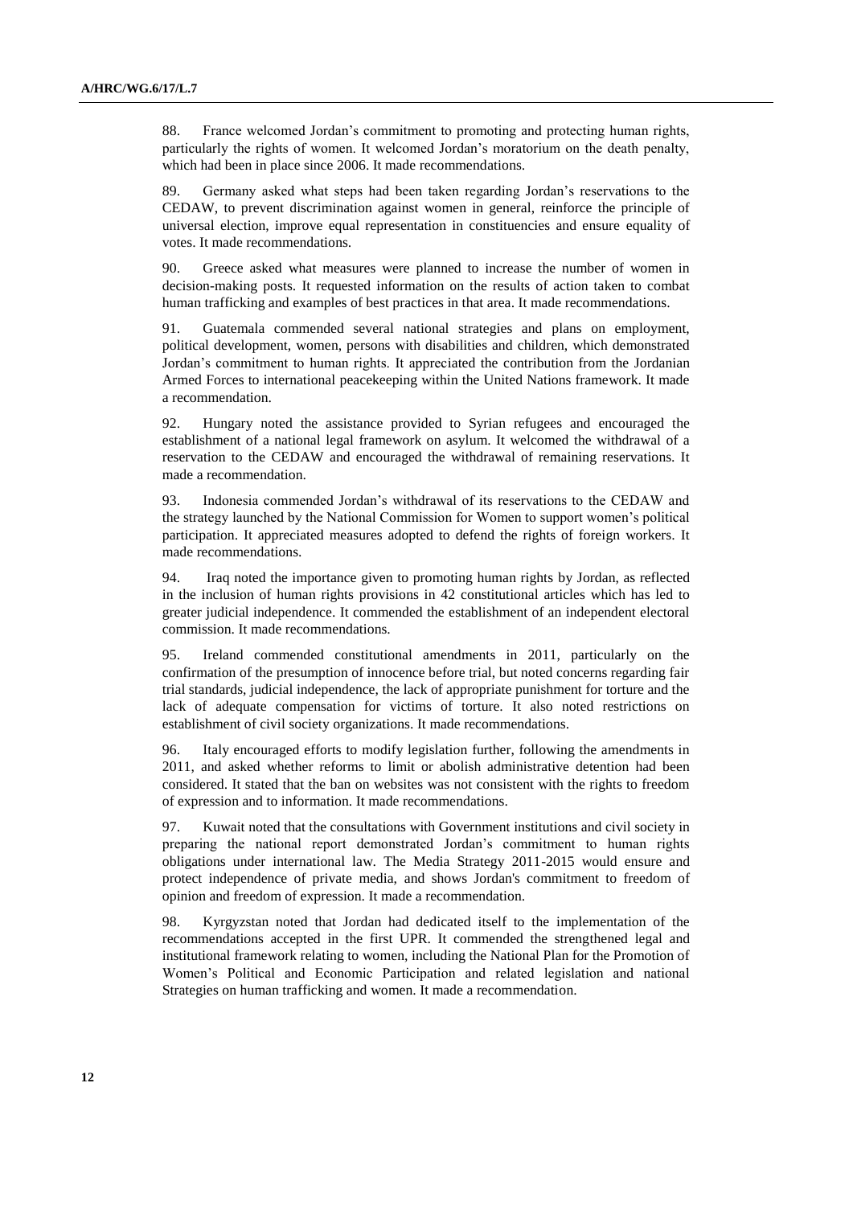88. France welcomed Jordan's commitment to promoting and protecting human rights, particularly the rights of women. It welcomed Jordan's moratorium on the death penalty, which had been in place since 2006. It made recommendations.

89. Germany asked what steps had been taken regarding Jordan's reservations to the CEDAW, to prevent discrimination against women in general, reinforce the principle of universal election, improve equal representation in constituencies and ensure equality of votes. It made recommendations.

90. Greece asked what measures were planned to increase the number of women in decision-making posts. It requested information on the results of action taken to combat human trafficking and examples of best practices in that area. It made recommendations.

91. Guatemala commended several national strategies and plans on employment, political development, women, persons with disabilities and children, which demonstrated Jordan's commitment to human rights. It appreciated the contribution from the Jordanian Armed Forces to international peacekeeping within the United Nations framework. It made a recommendation.

92. Hungary noted the assistance provided to Syrian refugees and encouraged the establishment of a national legal framework on asylum. It welcomed the withdrawal of a reservation to the CEDAW and encouraged the withdrawal of remaining reservations. It made a recommendation.

93. Indonesia commended Jordan's withdrawal of its reservations to the CEDAW and the strategy launched by the National Commission for Women to support women's political participation. It appreciated measures adopted to defend the rights of foreign workers. It made recommendations.

94. Iraq noted the importance given to promoting human rights by Jordan, as reflected in the inclusion of human rights provisions in 42 constitutional articles which has led to greater judicial independence. It commended the establishment of an independent electoral commission. It made recommendations.

95. Ireland commended constitutional amendments in 2011, particularly on the confirmation of the presumption of innocence before trial, but noted concerns regarding fair trial standards, judicial independence, the lack of appropriate punishment for torture and the lack of adequate compensation for victims of torture. It also noted restrictions on establishment of civil society organizations. It made recommendations.

96. Italy encouraged efforts to modify legislation further, following the amendments in 2011, and asked whether reforms to limit or abolish administrative detention had been considered. It stated that the ban on websites was not consistent with the rights to freedom of expression and to information. It made recommendations.

97. Kuwait noted that the consultations with Government institutions and civil society in preparing the national report demonstrated Jordan's commitment to human rights obligations under international law. The Media Strategy 2011-2015 would ensure and protect independence of private media, and shows Jordan's commitment to freedom of opinion and freedom of expression. It made a recommendation.

98. Kyrgyzstan noted that Jordan had dedicated itself to the implementation of the recommendations accepted in the first UPR. It commended the strengthened legal and institutional framework relating to women, including the National Plan for the Promotion of Women's Political and Economic Participation and related legislation and national Strategies on human trafficking and women. It made a recommendation.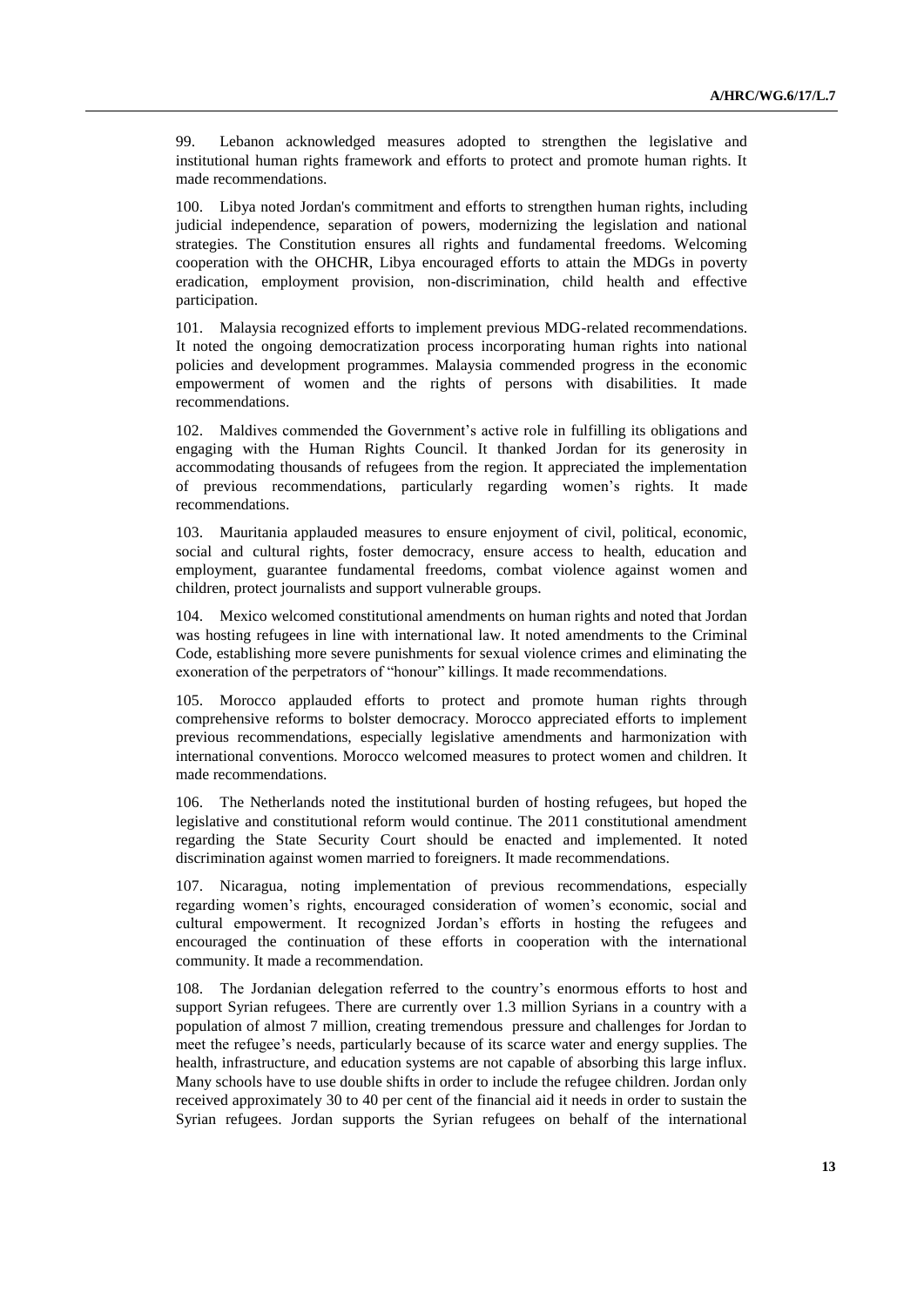99. Lebanon acknowledged measures adopted to strengthen the legislative and institutional human rights framework and efforts to protect and promote human rights. It made recommendations.

100. Libya noted Jordan's commitment and efforts to strengthen human rights, including judicial independence, separation of powers, modernizing the legislation and national strategies. The Constitution ensures all rights and fundamental freedoms. Welcoming cooperation with the OHCHR, Libya encouraged efforts to attain the MDGs in poverty eradication, employment provision, non-discrimination, child health and effective participation.

101. Malaysia recognized efforts to implement previous MDG-related recommendations. It noted the ongoing democratization process incorporating human rights into national policies and development programmes. Malaysia commended progress in the economic empowerment of women and the rights of persons with disabilities. It made recommendations.

102. Maldives commended the Government's active role in fulfilling its obligations and engaging with the Human Rights Council. It thanked Jordan for its generosity in accommodating thousands of refugees from the region. It appreciated the implementation of previous recommendations, particularly regarding women's rights. It made recommendations.

103. Mauritania applauded measures to ensure enjoyment of civil, political, economic, social and cultural rights, foster democracy, ensure access to health, education and employment, guarantee fundamental freedoms, combat violence against women and children, protect journalists and support vulnerable groups.

104. Mexico welcomed constitutional amendments on human rights and noted that Jordan was hosting refugees in line with international law. It noted amendments to the Criminal Code, establishing more severe punishments for sexual violence crimes and eliminating the exoneration of the perpetrators of "honour" killings. It made recommendations.

105. Morocco applauded efforts to protect and promote human rights through comprehensive reforms to bolster democracy. Morocco appreciated efforts to implement previous recommendations, especially legislative amendments and harmonization with international conventions. Morocco welcomed measures to protect women and children. It made recommendations.

106. The Netherlands noted the institutional burden of hosting refugees, but hoped the legislative and constitutional reform would continue. The 2011 constitutional amendment regarding the State Security Court should be enacted and implemented. It noted discrimination against women married to foreigners. It made recommendations.

107. Nicaragua, noting implementation of previous recommendations, especially regarding women's rights, encouraged consideration of women's economic, social and cultural empowerment. It recognized Jordan's efforts in hosting the refugees and encouraged the continuation of these efforts in cooperation with the international community. It made a recommendation.

108. The Jordanian delegation referred to the country's enormous efforts to host and support Syrian refugees. There are currently over 1.3 million Syrians in a country with a population of almost 7 million, creating tremendous pressure and challenges for Jordan to meet the refugee's needs, particularly because of its scarce water and energy supplies. The health, infrastructure, and education systems are not capable of absorbing this large influx. Many schools have to use double shifts in order to include the refugee children. Jordan only received approximately 30 to 40 per cent of the financial aid it needs in order to sustain the Syrian refugees. Jordan supports the Syrian refugees on behalf of the international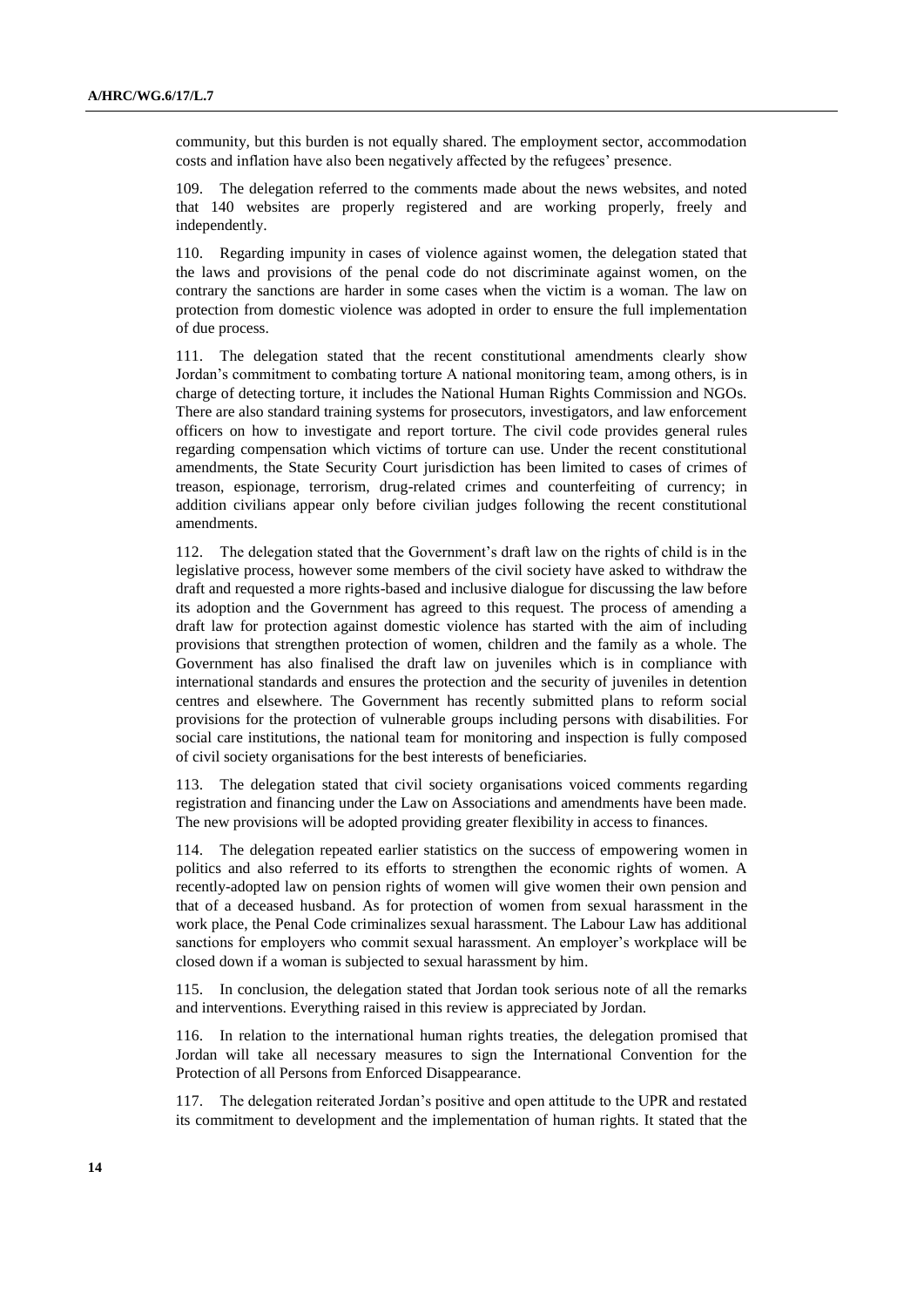community, but this burden is not equally shared. The employment sector, accommodation costs and inflation have also been negatively affected by the refugees' presence.

109. The delegation referred to the comments made about the news websites, and noted that 140 websites are properly registered and are working properly, freely and independently.

110. Regarding impunity in cases of violence against women, the delegation stated that the laws and provisions of the penal code do not discriminate against women, on the contrary the sanctions are harder in some cases when the victim is a woman. The law on protection from domestic violence was adopted in order to ensure the full implementation of due process.

111. The delegation stated that the recent constitutional amendments clearly show Jordan's commitment to combating torture A national monitoring team, among others, is in charge of detecting torture, it includes the National Human Rights Commission and NGOs. There are also standard training systems for prosecutors, investigators, and law enforcement officers on how to investigate and report torture. The civil code provides general rules regarding compensation which victims of torture can use. Under the recent constitutional amendments, the State Security Court jurisdiction has been limited to cases of crimes of treason, espionage, terrorism, drug-related crimes and counterfeiting of currency; in addition civilians appear only before civilian judges following the recent constitutional amendments.

112. The delegation stated that the Government's draft law on the rights of child is in the legislative process, however some members of the civil society have asked to withdraw the draft and requested a more rights-based and inclusive dialogue for discussing the law before its adoption and the Government has agreed to this request. The process of amending a draft law for protection against domestic violence has started with the aim of including provisions that strengthen protection of women, children and the family as a whole. The Government has also finalised the draft law on juveniles which is in compliance with international standards and ensures the protection and the security of juveniles in detention centres and elsewhere. The Government has recently submitted plans to reform social provisions for the protection of vulnerable groups including persons with disabilities. For social care institutions, the national team for monitoring and inspection is fully composed of civil society organisations for the best interests of beneficiaries.

113. The delegation stated that civil society organisations voiced comments regarding registration and financing under the Law on Associations and amendments have been made. The new provisions will be adopted providing greater flexibility in access to finances.

114. The delegation repeated earlier statistics on the success of empowering women in politics and also referred to its efforts to strengthen the economic rights of women. A recently-adopted law on pension rights of women will give women their own pension and that of a deceased husband. As for protection of women from sexual harassment in the work place, the Penal Code criminalizes sexual harassment. The Labour Law has additional sanctions for employers who commit sexual harassment. An employer's workplace will be closed down if a woman is subjected to sexual harassment by him.

115. In conclusion, the delegation stated that Jordan took serious note of all the remarks and interventions. Everything raised in this review is appreciated by Jordan.

116. In relation to the international human rights treaties, the delegation promised that Jordan will take all necessary measures to sign the International Convention for the Protection of all Persons from Enforced Disappearance.

117. The delegation reiterated Jordan's positive and open attitude to the UPR and restated its commitment to development and the implementation of human rights. It stated that the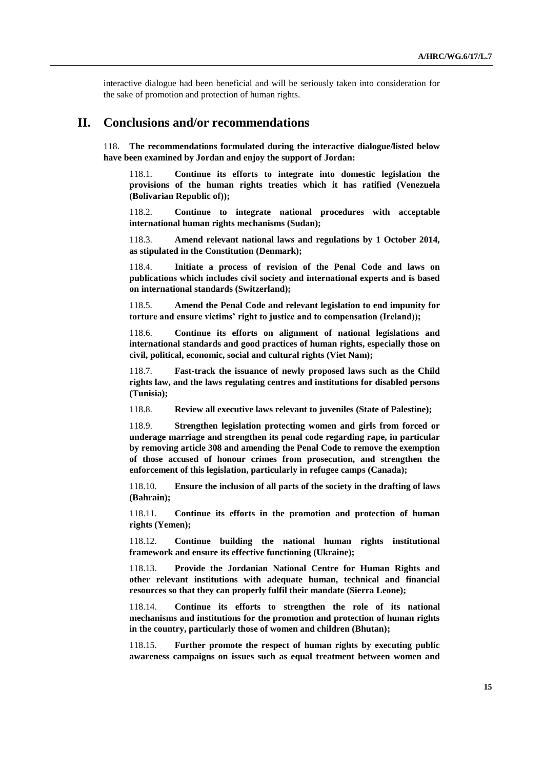interactive dialogue had been beneficial and will be seriously taken into consideration for the sake of promotion and protection of human rights.

## II. Conclusions and/or recommendations

118. **The recommendations formulated during the interactive dialogue/listed below have been examined by Jordan and enjoy the support of Jordan:**

118.1. **Continue its efforts to integrate into domestic legislation the provisions of the human rights treaties which it has ratified (Venezuela (Bolivarian Republic of));**

118.2. **Continue to integrate national procedures with acceptable international human rights mechanisms (Sudan);**

118.3. **Amend relevant national laws and regulations by 1 October 2014, as stipulated in the Constitution (Denmark);**

118.4. **Initiate a process of revision of the Penal Code and laws on publications which includes civil society and international experts and is based on international standards (Switzerland);**

118.5. **Amend the Penal Code and relevant legislation to end impunity for torture and ensure victims' right to justice and to compensation (Ireland));**

118.6. **Continue its efforts on alignment of national legislations and international standards and good practices of human rights, especially those on civil, political, economic, social and cultural rights (Viet Nam);**

118.7. **Fast-track the issuance of newly proposed laws such as the Child rights law, and the laws regulating centres and institutions for disabled persons (Tunisia);**

118.8. **Review all executive laws relevant to juveniles (State of Palestine);**

118.9. **Strengthen legislation protecting women and girls from forced or underage marriage and strengthen its penal code regarding rape, in particular by removing article 308 and amending the Penal Code to remove the exemption of those accused of honour crimes from prosecution, and strengthen the enforcement of this legislation, particularly in refugee camps (Canada);**

118.10. **Ensure the inclusion of all parts of the society in the drafting of laws (Bahrain);**

118.11. **Continue its efforts in the promotion and protection of human rights (Yemen);**

118.12. **Continue building the national human rights institutional framework and ensure its effective functioning (Ukraine);**

118.13. **Provide the Jordanian National Centre for Human Rights and other relevant institutions with adequate human, technical and financial resources so that they can properly fulfil their mandate (Sierra Leone);**

118.14. **Continue its efforts to strengthen the role of its national mechanisms and institutions for the promotion and protection of human rights in the country, particularly those of women and children (Bhutan);**

118.15. **Further promote the respect of human rights by executing public awareness campaigns on issues such as equal treatment between women and**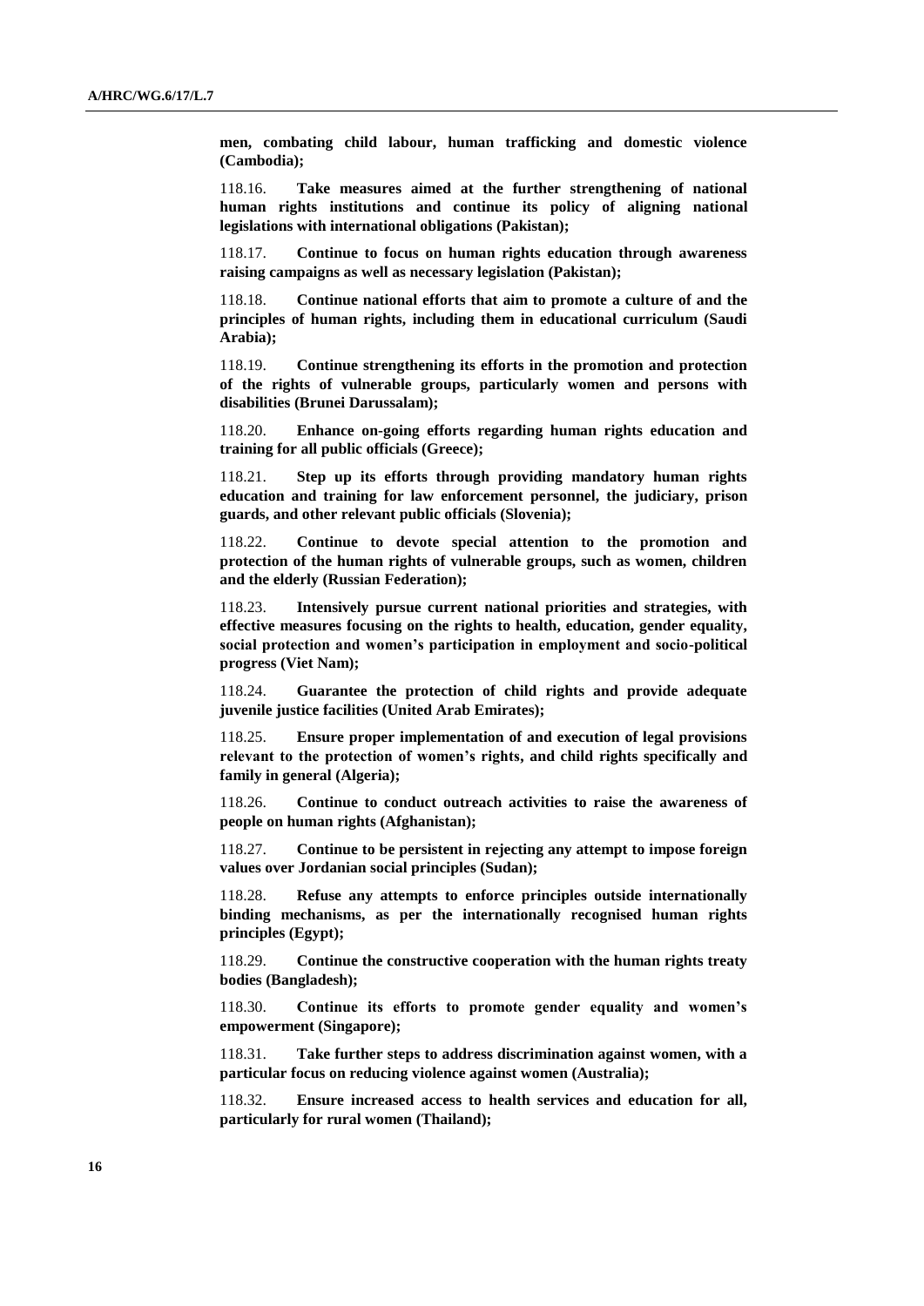**men, combating child labour, human trafficking and domestic violence (Cambodia);**

118.16. **Take measures aimed at the further strengthening of national human rights institutions and continue its policy of aligning national legislations with international obligations (Pakistan);**

118.17. **Continue to focus on human rights education through awareness raising campaigns as well as necessary legislation (Pakistan);**

118.18. **Continue national efforts that aim to promote a culture of and the principles of human rights, including them in educational curriculum (Saudi Arabia);**

118.19. **Continue strengthening its efforts in the promotion and protection of the rights of vulnerable groups, particularly women and persons with disabilities (Brunei Darussalam);**

118.20. **Enhance on-going efforts regarding human rights education and training for all public officials (Greece);**

118.21. **Step up its efforts through providing mandatory human rights education and training for law enforcement personnel, the judiciary, prison guards, and other relevant public officials (Slovenia);**

118.22. **Continue to devote special attention to the promotion and protection of the human rights of vulnerable groups, such as women, children and the elderly (Russian Federation);**

118.23. **Intensively pursue current national priorities and strategies, with effective measures focusing on the rights to health, education, gender equality, social protection and women's participation in employment and socio-political progress (Viet Nam);**

118.24. **Guarantee the protection of child rights and provide adequate juvenile justice facilities (United Arab Emirates);**

118.25. **Ensure proper implementation of and execution of legal provisions relevant to the protection of women's rights, and child rights specifically and family in general (Algeria);**

118.26. **Continue to conduct outreach activities to raise the awareness of people on human rights (Afghanistan);**

118.27. **Continue to be persistent in rejecting any attempt to impose foreign values over Jordanian social principles (Sudan);**

118.28. **Refuse any attempts to enforce principles outside internationally binding mechanisms, as per the internationally recognised human rights principles (Egypt);**

118.29. **Continue the constructive cooperation with the human rights treaty bodies (Bangladesh);**

118.30. **Continue its efforts to promote gender equality and women's empowerment (Singapore);**

118.31. **Take further steps to address discrimination against women, with a particular focus on reducing violence against women (Australia);**

118.32. **Ensure increased access to health services and education for all, particularly for rural women (Thailand);**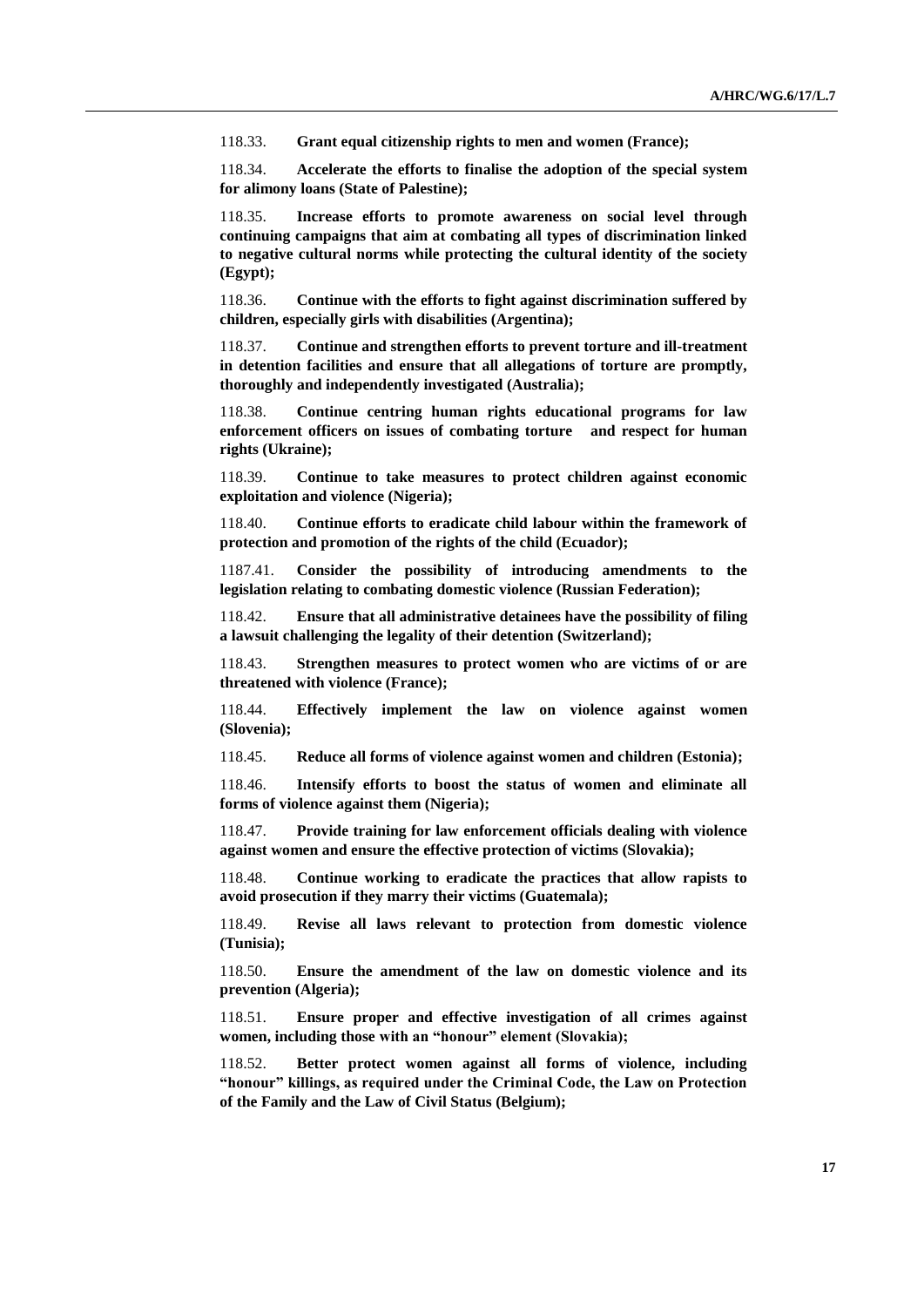118.33. **Grant equal citizenship rights to men and women (France);**

118.34. **Accelerate the efforts to finalise the adoption of the special system for alimony loans (State of Palestine);**

118.35. **Increase efforts to promote awareness on social level through continuing campaigns that aim at combating all types of discrimination linked to negative cultural norms while protecting the cultural identity of the society (Egypt);**

118.36. **Continue with the efforts to fight against discrimination suffered by children, especially girls with disabilities (Argentina);**

118.37. **Continue and strengthen efforts to prevent torture and ill-treatment in detention facilities and ensure that all allegations of torture are promptly, thoroughly and independently investigated (Australia);**

118.38. **Continue centring human rights educational programs for law enforcement officers on issues of combating torture and respect for human rights (Ukraine);**

118.39. **Continue to take measures to protect children against economic exploitation and violence (Nigeria);**

118.40. **Continue efforts to eradicate child labour within the framework of protection and promotion of the rights of the child (Ecuador);**

1187.41. **Consider the possibility of introducing amendments to the legislation relating to combating domestic violence (Russian Federation);**

118.42. **Ensure that all administrative detainees have the possibility of filing a lawsuit challenging the legality of their detention (Switzerland);**

118.43. **Strengthen measures to protect women who are victims of or are threatened with violence (France);**

118.44. **Effectively implement the law on violence against women (Slovenia);**

118.45. **Reduce all forms of violence against women and children (Estonia);**

118.46. **Intensify efforts to boost the status of women and eliminate all forms of violence against them (Nigeria);**

118.47. **Provide training for law enforcement officials dealing with violence against women and ensure the effective protection of victims (Slovakia);**

118.48. **Continue working to eradicate the practices that allow rapists to avoid prosecution if they marry their victims (Guatemala);**

118.49. **Revise all laws relevant to protection from domestic violence (Tunisia);**

118.50. **Ensure the amendment of the law on domestic violence and its prevention (Algeria);**

118.51. **Ensure proper and effective investigation of all crimes against women, including those with an "honour" element (Slovakia);**

118.52. **Better protect women against all forms of violence, including "honour" killings, as required under the Criminal Code, the Law on Protection of the Family and the Law of Civil Status (Belgium);**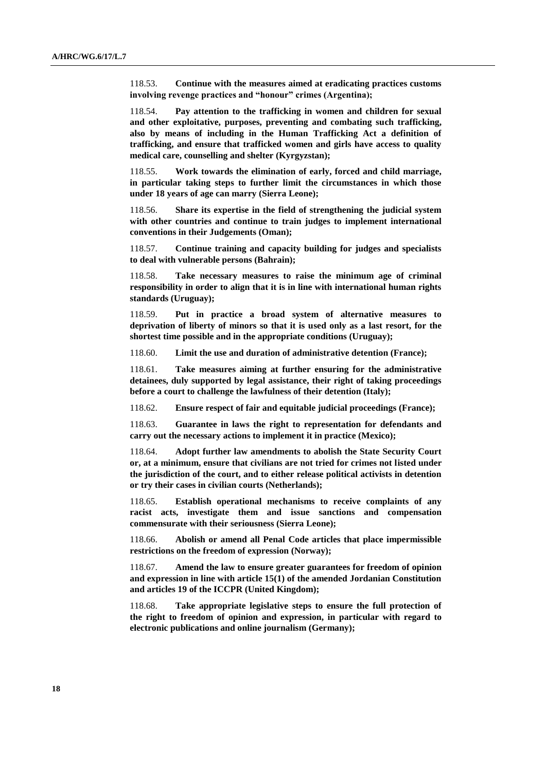118.53. **Continue with the measures aimed at eradicating practices customs involving revenge practices and "honour" crimes (Argentina);**

118.54. **Pay attention to the trafficking in women and children for sexual and other exploitative, purposes, preventing and combating such trafficking, also by means of including in the Human Trafficking Act a definition of trafficking, and ensure that trafficked women and girls have access to quality medical care, counselling and shelter (Kyrgyzstan);**

118.55. **Work towards the elimination of early, forced and child marriage, in particular taking steps to further limit the circumstances in which those under 18 years of age can marry (Sierra Leone);**

118.56. **Share its expertise in the field of strengthening the judicial system with other countries and continue to train judges to implement international conventions in their Judgements (Oman);**

118.57. **Continue training and capacity building for judges and specialists to deal with vulnerable persons (Bahrain);**

118.58. **Take necessary measures to raise the minimum age of criminal responsibility in order to align that it is in line with international human rights standards (Uruguay);**

118.59. **Put in practice a broad system of alternative measures to deprivation of liberty of minors so that it is used only as a last resort, for the shortest time possible and in the appropriate conditions (Uruguay);**

118.60. **Limit the use and duration of administrative detention (France);**

118.61. **Take measures aiming at further ensuring for the administrative detainees, duly supported by legal assistance, their right of taking proceedings before a court to challenge the lawfulness of their detention (Italy);**

118.62. **Ensure respect of fair and equitable judicial proceedings (France);**

118.63. **Guarantee in laws the right to representation for defendants and carry out the necessary actions to implement it in practice (Mexico);**

118.64. **Adopt further law amendments to abolish the State Security Court or, at a minimum, ensure that civilians are not tried for crimes not listed under the jurisdiction of the court, and to either release political activists in detention or try their cases in civilian courts (Netherlands);**

118.65. **Establish operational mechanisms to receive complaints of any racist acts, investigate them and issue sanctions and compensation commensurate with their seriousness (Sierra Leone);**

118.66. **Abolish or amend all Penal Code articles that place impermissible restrictions on the freedom of expression (Norway);**

118.67. **Amend the law to ensure greater guarantees for freedom of opinion and expression in line with article 15(1) of the amended Jordanian Constitution and articles 19 of the ICCPR (United Kingdom);**

118.68. **Take appropriate legislative steps to ensure the full protection of the right to freedom of opinion and expression, in particular with regard to electronic publications and online journalism (Germany);**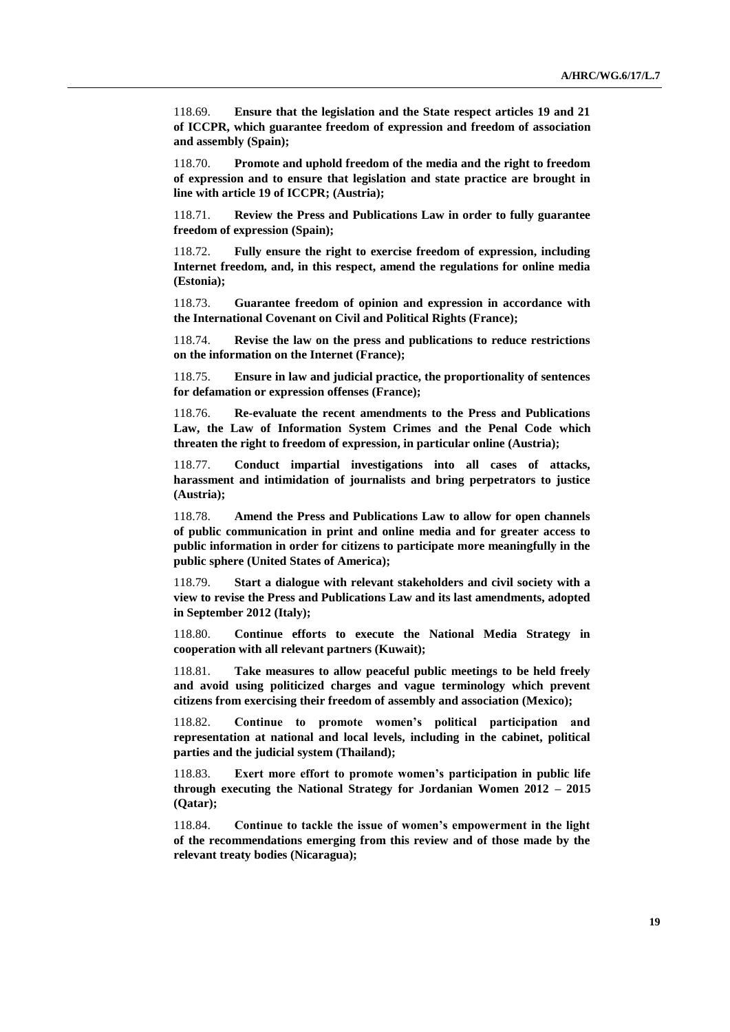118.69. **Ensure that the legislation and the State respect articles 19 and 21 of ICCPR, which guarantee freedom of expression and freedom of association and assembly (Spain);**

118.70. **Promote and uphold freedom of the media and the right to freedom of expression and to ensure that legislation and state practice are brought in line with article 19 of ICCPR; (Austria);**

118.71. **Review the Press and Publications Law in order to fully guarantee freedom of expression (Spain);**

118.72. **Fully ensure the right to exercise freedom of expression, including Internet freedom, and, in this respect, amend the regulations for online media (Estonia);**

118.73. **Guarantee freedom of opinion and expression in accordance with the International Covenant on Civil and Political Rights (France);**

118.74. **Revise the law on the press and publications to reduce restrictions on the information on the Internet (France);**

118.75. **Ensure in law and judicial practice, the proportionality of sentences for defamation or expression offenses (France);**

118.76. **Re-evaluate the recent amendments to the Press and Publications Law, the Law of Information System Crimes and the Penal Code which threaten the right to freedom of expression, in particular online (Austria);**

118.77. **Conduct impartial investigations into all cases of attacks, harassment and intimidation of journalists and bring perpetrators to justice (Austria);**

118.78. **Amend the Press and Publications Law to allow for open channels of public communication in print and online media and for greater access to public information in order for citizens to participate more meaningfully in the public sphere (United States of America);**

118.79. **Start a dialogue with relevant stakeholders and civil society with a view to revise the Press and Publications Law and its last amendments, adopted in September 2012 (Italy);**

118.80. **Continue efforts to execute the National Media Strategy in cooperation with all relevant partners (Kuwait);**

118.81. **Take measures to allow peaceful public meetings to be held freely and avoid using politicized charges and vague terminology which prevent citizens from exercising their freedom of assembly and association (Mexico);**

118.82. **Continue to promote women's political participation and representation at national and local levels, including in the cabinet, political parties and the judicial system (Thailand);**

118.83. **Exert more effort to promote women's participation in public life through executing the National Strategy for Jordanian Women 2012 – 2015 (Qatar);**

118.84. **Continue to tackle the issue of women's empowerment in the light of the recommendations emerging from this review and of those made by the relevant treaty bodies (Nicaragua);**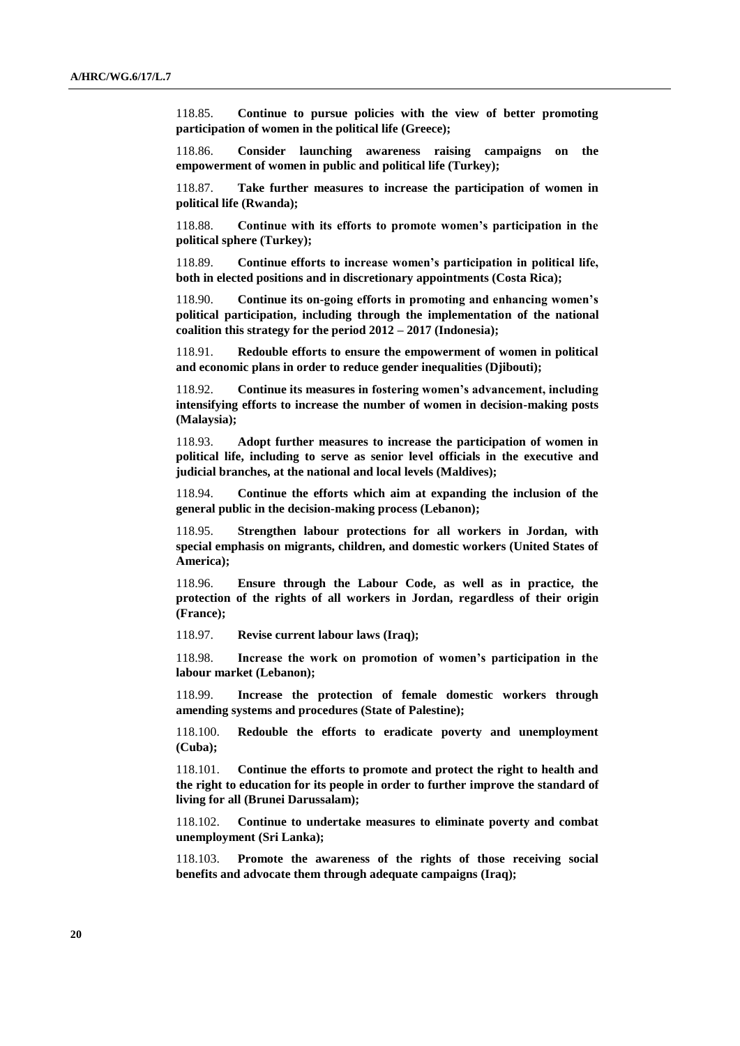118.85. **Continue to pursue policies with the view of better promoting participation of women in the political life (Greece);**

118.86. **Consider launching awareness raising campaigns on the empowerment of women in public and political life (Turkey);**

118.87. **Take further measures to increase the participation of women in political life (Rwanda);**

118.88. **Continue with its efforts to promote women's participation in the political sphere (Turkey);**

118.89. **Continue efforts to increase women's participation in political life, both in elected positions and in discretionary appointments (Costa Rica);**

118.90. **Continue its on-going efforts in promoting and enhancing women's political participation, including through the implementation of the national coalition this strategy for the period 2012 – 2017 (Indonesia);**

118.91. **Redouble efforts to ensure the empowerment of women in political and economic plans in order to reduce gender inequalities (Djibouti);**

118.92. **Continue its measures in fostering women's advancement, including intensifying efforts to increase the number of women in decision-making posts (Malaysia);**

118.93. **Adopt further measures to increase the participation of women in political life, including to serve as senior level officials in the executive and judicial branches, at the national and local levels (Maldives);**

118.94. **Continue the efforts which aim at expanding the inclusion of the general public in the decision-making process (Lebanon);**

118.95. **Strengthen labour protections for all workers in Jordan, with special emphasis on migrants, children, and domestic workers (United States of America);**

118.96. **Ensure through the Labour Code, as well as in practice, the protection of the rights of all workers in Jordan, regardless of their origin (France);**

118.97. **Revise current labour laws (Iraq);**

118.98. **Increase the work on promotion of women's participation in the labour market (Lebanon);**

118.99. **Increase the protection of female domestic workers through amending systems and procedures (State of Palestine);**

118.100. **Redouble the efforts to eradicate poverty and unemployment (Cuba);**

118.101. **Continue the efforts to promote and protect the right to health and the right to education for its people in order to further improve the standard of living for all (Brunei Darussalam);**

118.102. **Continue to undertake measures to eliminate poverty and combat unemployment (Sri Lanka);**

118.103. **Promote the awareness of the rights of those receiving social benefits and advocate them through adequate campaigns (Iraq);**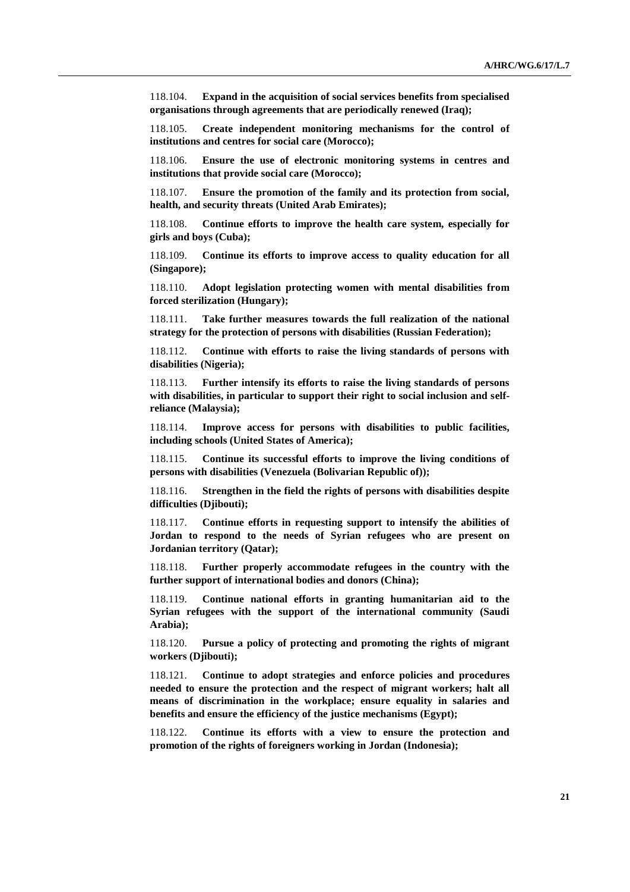118.104. **Expand in the acquisition of social services benefits from specialised organisations through agreements that are periodically renewed (Iraq);**

118.105. **Create independent monitoring mechanisms for the control of institutions and centres for social care (Morocco);**

118.106. **Ensure the use of electronic monitoring systems in centres and institutions that provide social care (Morocco);**

118.107. **Ensure the promotion of the family and its protection from social, health, and security threats (United Arab Emirates);**

118.108. **Continue efforts to improve the health care system, especially for girls and boys (Cuba);**

118.109. **Continue its efforts to improve access to quality education for all (Singapore);**

118.110. **Adopt legislation protecting women with mental disabilities from forced sterilization (Hungary);**

118.111. **Take further measures towards the full realization of the national strategy for the protection of persons with disabilities (Russian Federation);**

118.112. **Continue with efforts to raise the living standards of persons with disabilities (Nigeria);**

118.113. **Further intensify its efforts to raise the living standards of persons with disabilities, in particular to support their right to social inclusion and self-reliance (Malaysia);**

118.114. **Improve access for persons with disabilities to public facilities, including schools (United States of America);**

118.115. **Continue its successful efforts to improve the living conditions of persons with disabilities (Venezuela (Bolivarian Republic of));**

118.116. **Strengthen in the field the rights of persons with disabilities despite difficulties (Djibouti);**

118.117. **Continue efforts in requesting support to intensify the abilities of Jordan to respond to the needs of Syrian refugees who are present on Jordanian territory (Qatar);**

118.118. **Further properly accommodate refugees in the country with the further support of international bodies and donors (China);**

118.119. **Continue national efforts in granting humanitarian aid to the Syrian refugees with the support of the international community (Saudi Arabia);**

118.120. **Pursue a policy of protecting and promoting the rights of migrant workers (Djibouti);**

118.121. **Continue to adopt strategies and enforce policies and procedures needed to ensure the protection and the respect of migrant workers; halt all means of discrimination in the workplace; ensure equality in salaries and benefits and ensure the efficiency of the justice mechanisms (Egypt);**

118.122. **Continue its efforts with a view to ensure the protection and promotion of the rights of foreigners working in Jordan (Indonesia);**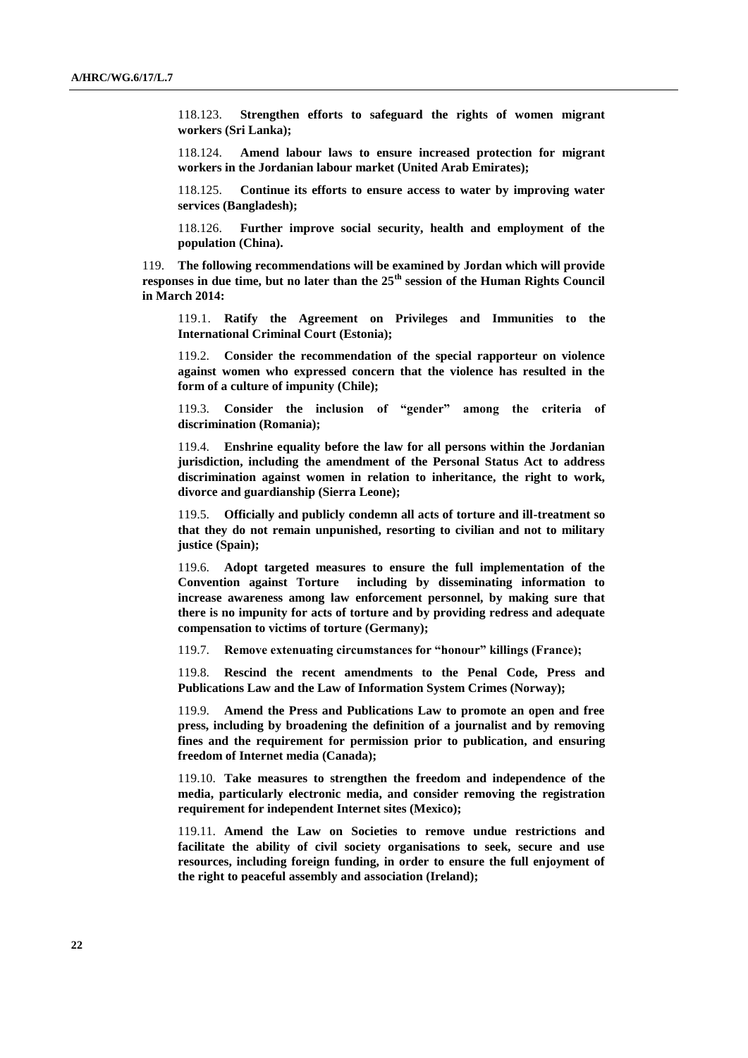118.123. **Strengthen efforts to safeguard the rights of women migrant workers (Sri Lanka);**

118.124. **Amend labour laws to ensure increased protection for migrant workers in the Jordanian labour market (United Arab Emirates);**

118.125. **Continue its efforts to ensure access to water by improving water services (Bangladesh);**

118.126. **Further improve social security, health and employment of the population (China).**

119. **The following recommendations will be examined by Jordan which will provide responses in due time, but no later than the 25th session of the Human Rights Council in March 2014:**

119.1. **Ratify the Agreement on Privileges and Immunities to the International Criminal Court (Estonia);**

119.2. **Consider the recommendation of the special rapporteur on violence against women who expressed concern that the violence has resulted in the form of a culture of impunity (Chile);**

119.3. **Consider the inclusion of "gender" among the criteria of discrimination (Romania);**

119.4. **Enshrine equality before the law for all persons within the Jordanian jurisdiction, including the amendment of the Personal Status Act to address discrimination against women in relation to inheritance, the right to work, divorce and guardianship (Sierra Leone);**

119.5. **Officially and publicly condemn all acts of torture and ill-treatment so that they do not remain unpunished, resorting to civilian and not to military justice (Spain);**

119.6. **Adopt targeted measures to ensure the full implementation of the Convention against Torture including by disseminating information to increase awareness among law enforcement personnel, by making sure that there is no impunity for acts of torture and by providing redress and adequate compensation to victims of torture (Germany);**

119.7. **Remove extenuating circumstances for "honour" killings (France);**

119.8. **Rescind the recent amendments to the Penal Code, Press and Publications Law and the Law of Information System Crimes (Norway);**

119.9. **Amend the Press and Publications Law to promote an open and free press, including by broadening the definition of a journalist and by removing fines and the requirement for permission prior to publication, and ensuring freedom of Internet media (Canada);**

119.10. **Take measures to strengthen the freedom and independence of the media, particularly electronic media, and consider removing the registration requirement for independent Internet sites (Mexico);**

119.11. **Amend the Law on Societies to remove undue restrictions and facilitate the ability of civil society organisations to seek, secure and use resources, including foreign funding, in order to ensure the full enjoyment of the right to peaceful assembly and association (Ireland);**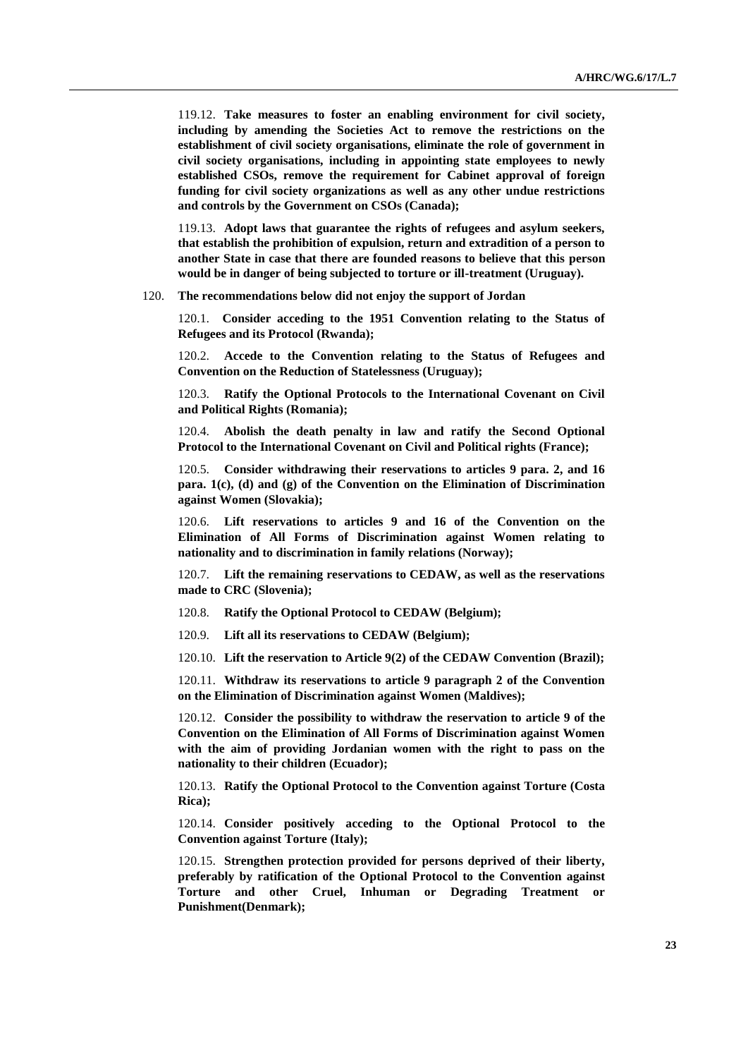119.12. **Take measures to foster an enabling environment for civil society, including by amending the Societies Act to remove the restrictions on the establishment of civil society organisations, eliminate the role of government in civil society organisations, including in appointing state employees to newly established CSOs, remove the requirement for Cabinet approval of foreign funding for civil society organizations as well as any other undue restrictions and controls by the Government on CSOs (Canada);**

119.13. **Adopt laws that guarantee the rights of refugees and asylum seekers, that establish the prohibition of expulsion, return and extradition of a person to another State in case that there are founded reasons to believe that this person would be in danger of being subjected to torture or ill-treatment (Uruguay).**

120. **The recommendations below did not enjoy the support of Jordan**

120.1. **Consider acceding to the 1951 Convention relating to the Status of Refugees and its Protocol (Rwanda);**

120.2. **Accede to the Convention relating to the Status of Refugees and Convention on the Reduction of Statelessness (Uruguay);**

120.3. **Ratify the Optional Protocols to the International Covenant on Civil and Political Rights (Romania);**

120.4. **Abolish the death penalty in law and ratify the Second Optional Protocol to the International Covenant on Civil and Political rights (France);**

120.5. **Consider withdrawing their reservations to articles 9 para. 2, and 16 para. 1(c), (d) and (g) of the Convention on the Elimination of Discrimination against Women (Slovakia);**

120.6. **Lift reservations to articles 9 and 16 of the Convention on the Elimination of All Forms of Discrimination against Women relating to nationality and to discrimination in family relations (Norway);**

120.7. **Lift the remaining reservations to CEDAW, as well as the reservations made to CRC (Slovenia);**

120.8. **Ratify the Optional Protocol to CEDAW (Belgium);**

120.9. **Lift all its reservations to CEDAW (Belgium);**

120.10. **Lift the reservation to Article 9(2) of the CEDAW Convention (Brazil);**

120.11. **Withdraw its reservations to article 9 paragraph 2 of the Convention on the Elimination of Discrimination against Women (Maldives);**

120.12. **Consider the possibility to withdraw the reservation to article 9 of the Convention on the Elimination of All Forms of Discrimination against Women with the aim of providing Jordanian women with the right to pass on the nationality to their children (Ecuador);**

120.13. **Ratify the Optional Protocol to the Convention against Torture (Costa Rica);**

120.14. **Consider positively acceding to the Optional Protocol to the Convention against Torture (Italy);**

120.15. **Strengthen protection provided for persons deprived of their liberty, preferably by ratification of the Optional Protocol to the Convention against Torture and other Cruel, Inhuman or Degrading Treatment or Punishment(Denmark);**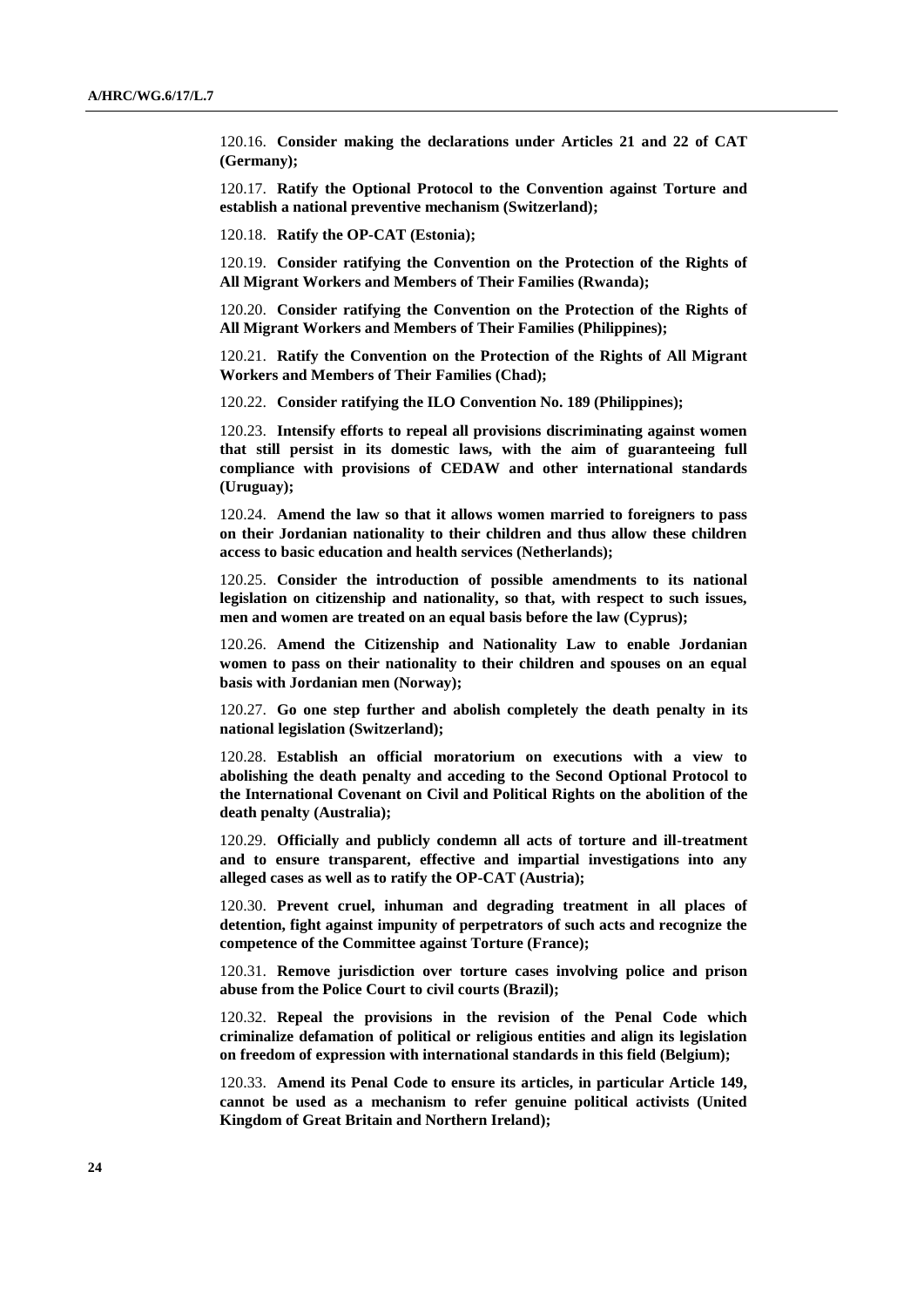120.16. **Consider making the declarations under Articles 21 and 22 of CAT (Germany);**

120.17. **Ratify the Optional Protocol to the Convention against Torture and establish a national preventive mechanism (Switzerland);**

120.18. **Ratify the OP-CAT (Estonia);**

120.19. **Consider ratifying the Convention on the Protection of the Rights of All Migrant Workers and Members of Their Families (Rwanda);**

120.20. **Consider ratifying the Convention on the Protection of the Rights of All Migrant Workers and Members of Their Families (Philippines);**

120.21. **Ratify the Convention on the Protection of the Rights of All Migrant Workers and Members of Their Families (Chad);**

120.22. **Consider ratifying the ILO Convention No. 189 (Philippines);**

120.23. **Intensify efforts to repeal all provisions discriminating against women that still persist in its domestic laws, with the aim of guaranteeing full compliance with provisions of CEDAW and other international standards (Uruguay);**

120.24. **Amend the law so that it allows women married to foreigners to pass on their Jordanian nationality to their children and thus allow these children access to basic education and health services (Netherlands);**

120.25. **Consider the introduction of possible amendments to its national legislation on citizenship and nationality, so that, with respect to such issues, men and women are treated on an equal basis before the law (Cyprus);**

120.26. **Amend the Citizenship and Nationality Law to enable Jordanian women to pass on their nationality to their children and spouses on an equal basis with Jordanian men (Norway);**

120.27. **Go one step further and abolish completely the death penalty in its national legislation (Switzerland);**

120.28. **Establish an official moratorium on executions with a view to abolishing the death penalty and acceding to the Second Optional Protocol to the International Covenant on Civil and Political Rights on the abolition of the death penalty (Australia);**

120.29. **Officially and publicly condemn all acts of torture and ill-treatment and to ensure transparent, effective and impartial investigations into any alleged cases as well as to ratify the OP-CAT (Austria);**

120.30. **Prevent cruel, inhuman and degrading treatment in all places of detention, fight against impunity of perpetrators of such acts and recognize the competence of the Committee against Torture (France);**

120.31. **Remove jurisdiction over torture cases involving police and prison abuse from the Police Court to civil courts (Brazil);**

120.32. **Repeal the provisions in the revision of the Penal Code which criminalize defamation of political or religious entities and align its legislation on freedom of expression with international standards in this field (Belgium);**

120.33. **Amend its Penal Code to ensure its articles, in particular Article 149, cannot be used as a mechanism to refer genuine political activists (United Kingdom of Great Britain and Northern Ireland);**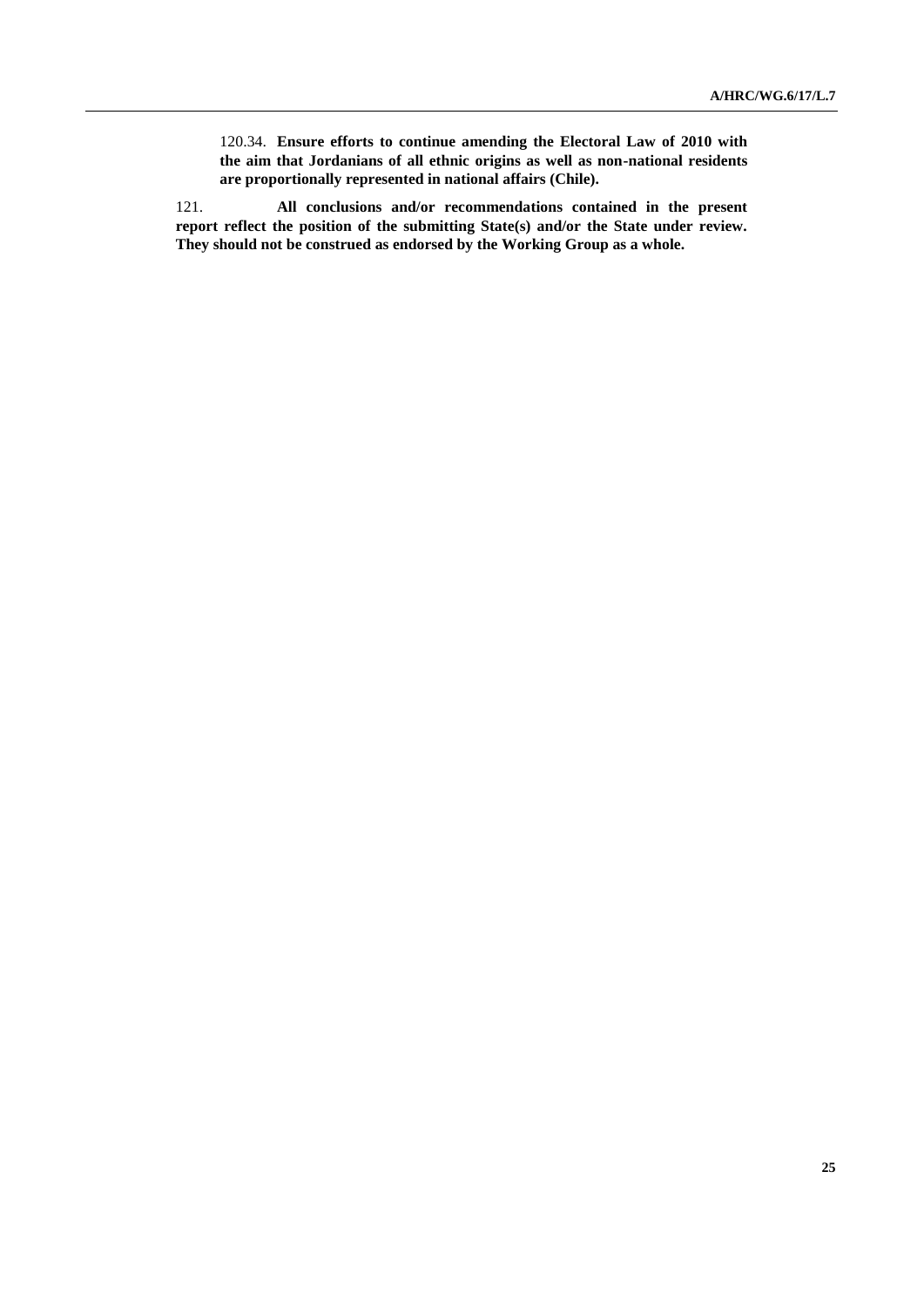120.34. **Ensure efforts to continue amending the Electoral Law of 2010 with the aim that Jordanians of all ethnic origins as well as non-national residents are proportionally represented in national affairs (Chile).**

121. **All conclusions and/or recommendations contained in the present report reflect the position of the submitting State(s) and/or the State under review. They should not be construed as endorsed by the Working Group as a whole.**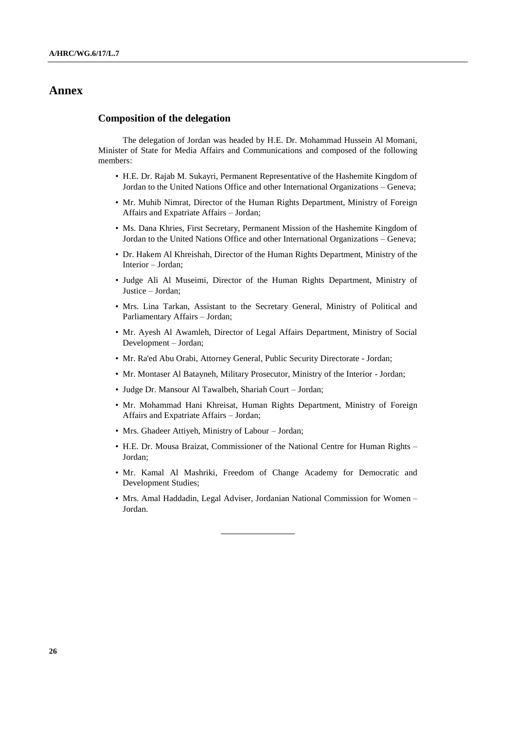# Annex

## Composition of the delegation

The delegation of Jordan was headed by H.E. Dr. Mohammad Hussein Al Momani, Minister of State for Media Affairs and Communications and composed of the following members:

- H.E. Dr. Rajab M. Sukayri, Permanent Representative of the Hashemite Kingdom of Jordan to the United Nations Office and other International Organizations – Geneva;
- Mr. Muhib Nimrat, Director of the Human Rights Department, Ministry of Foreign Affairs and Expatriate Affairs – Jordan;
- Ms. Dana Khries, First Secretary, Permanent Mission of the Hashemite Kingdom of Jordan to the United Nations Office and other International Organizations – Geneva;
- Dr. Hakem Al Khreishah, Director of the Human Rights Department, Ministry of the Interior – Jordan;
- Judge Ali Al Museimi, Director of the Human Rights Department, Ministry of Justice – Jordan;
- Mrs. Lina Tarkan, Assistant to the Secretary General, Ministry of Political and Parliamentary Affairs – Jordan;
- Mr. Ayesh Al Awamleh, Director of Legal Affairs Department, Ministry of Social Development – Jordan;
- Mr. Ra'ed Abu Orabi, Attorney General, Public Security Directorate - Jordan;
- Mr. Montaser Al Batayneh, Military Prosecutor, Ministry of the Interior - Jordan;
- Judge Dr. Mansour Al Tawalbeh, Shariah Court – Jordan;
- Mr. Mohammad Hani Khreisat, Human Rights Department, Ministry of Foreign Affairs and Expatriate Affairs – Jordan;
- Mrs. Ghadeer Attiyeh, Ministry of Labour – Jordan;
- H.E. Dr. Mousa Braizat, Commissioner of the National Centre for Human Rights – Jordan;
- Mr. Kamal Al Mashriki, Freedom of Change Academy for Democratic and Development Studies;
- Mrs. Amal Haddadin, Legal Adviser, Jordanian National Commission for Women – Jordan.